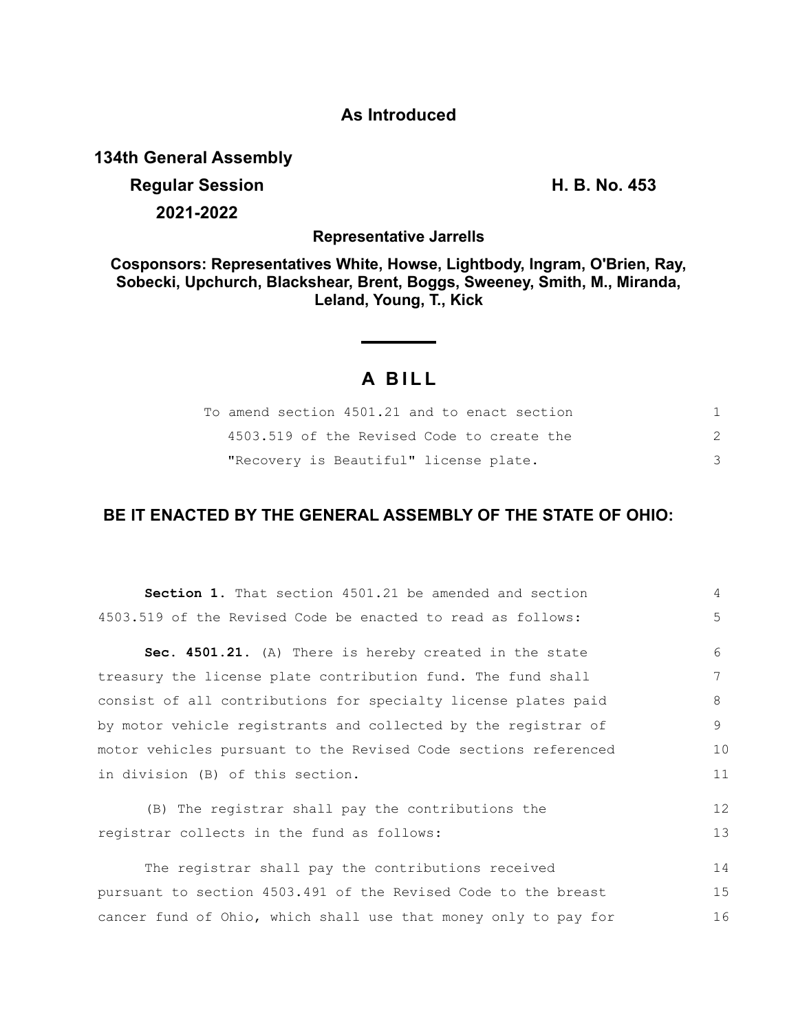**As Introduced**

**134th General Assembly**
**Regular Session** **H. B. No. 453**
**2021-2022**

**Representative Jarrells**

**Cosponsors: Representatives White, Howse, Lightbody, Ingram, O'Brien, Ray, Sobecki, Upchurch, Blackshear, Brent, Boggs, Sweeney, Smith, M., Miranda, Leland, Young, T., Kick**

# A BILL

To amend section 4501.21 and to enact section 4503.519 of the Revised Code to create the "Recovery is Beautiful" license plate.

## BE IT ENACTED BY THE GENERAL ASSEMBLY OF THE STATE OF OHIO:

**Section 1.** That section 4501.21 be amended and section 4503.519 of the Revised Code be enacted to read as follows:

**Sec. 4501.21.** (A) There is hereby created in the state treasury the license plate contribution fund. The fund shall consist of all contributions for specialty license plates paid by motor vehicle registrants and collected by the registrar of motor vehicles pursuant to the Revised Code sections referenced in division (B) of this section.

(B) The registrar shall pay the contributions the registrar collects in the fund as follows:

The registrar shall pay the contributions received pursuant to section 4503.491 of the Revised Code to the breast cancer fund of Ohio, which shall use that money only to pay for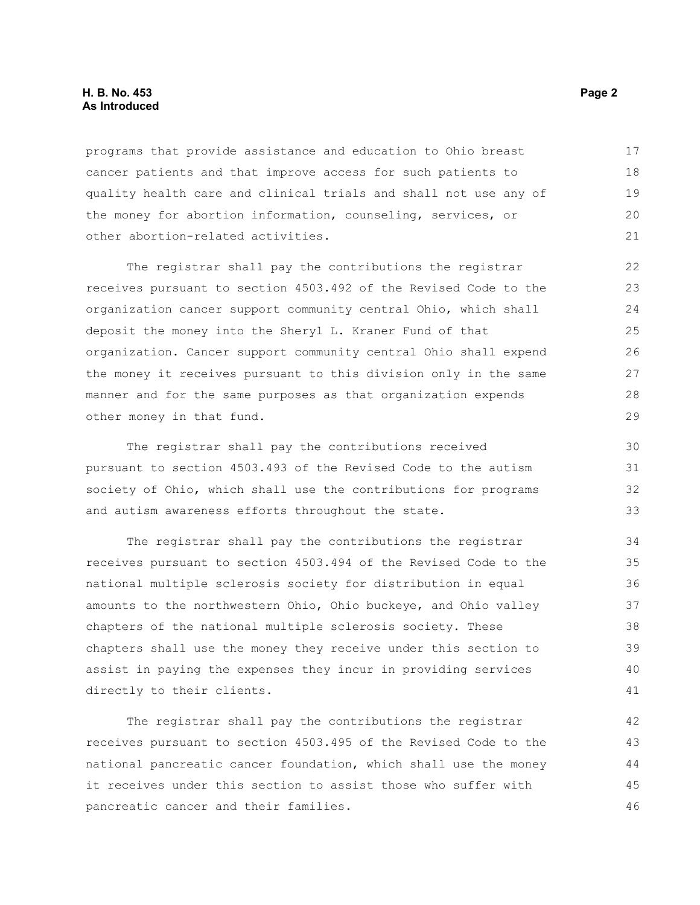programs that provide assistance and education to Ohio breast cancer patients and that improve access for such patients to quality health care and clinical trials and shall not use any of the money for abortion information, counseling, services, or other abortion-related activities.

The registrar shall pay the contributions the registrar receives pursuant to section 4503.492 of the Revised Code to the organization cancer support community central Ohio, which shall deposit the money into the Sheryl L. Kraner Fund of that organization. Cancer support community central Ohio shall expend the money it receives pursuant to this division only in the same manner and for the same purposes as that organization expends other money in that fund.

The registrar shall pay the contributions received pursuant to section 4503.493 of the Revised Code to the autism society of Ohio, which shall use the contributions for programs and autism awareness efforts throughout the state.

The registrar shall pay the contributions the registrar receives pursuant to section 4503.494 of the Revised Code to the national multiple sclerosis society for distribution in equal amounts to the northwestern Ohio, Ohio buckeye, and Ohio valley chapters of the national multiple sclerosis society. These chapters shall use the money they receive under this section to assist in paying the expenses they incur in providing services directly to their clients.

The registrar shall pay the contributions the registrar receives pursuant to section 4503.495 of the Revised Code to the national pancreatic cancer foundation, which shall use the money it receives under this section to assist those who suffer with pancreatic cancer and their families.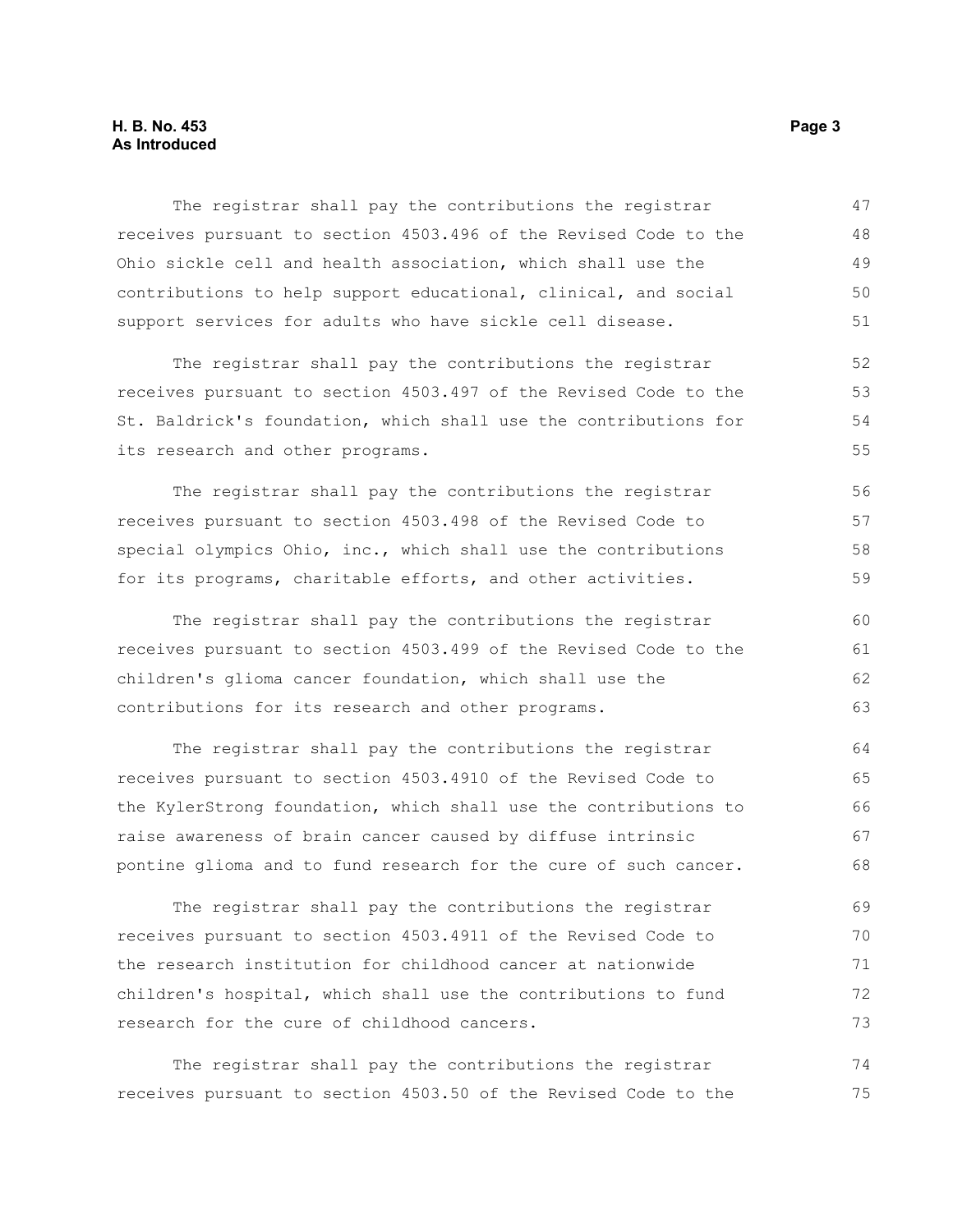The registrar shall pay the contributions the registrar receives pursuant to section 4503.496 of the Revised Code to the Ohio sickle cell and health association, which shall use the contributions to help support educational, clinical, and social support services for adults who have sickle cell disease.

The registrar shall pay the contributions the registrar receives pursuant to section 4503.497 of the Revised Code to the St. Baldrick's foundation, which shall use the contributions for its research and other programs.

The registrar shall pay the contributions the registrar receives pursuant to section 4503.498 of the Revised Code to special olympics Ohio, inc., which shall use the contributions for its programs, charitable efforts, and other activities.

The registrar shall pay the contributions the registrar receives pursuant to section 4503.499 of the Revised Code to the children's glioma cancer foundation, which shall use the contributions for its research and other programs.

The registrar shall pay the contributions the registrar receives pursuant to section 4503.4910 of the Revised Code to the KylerStrong foundation, which shall use the contributions to raise awareness of brain cancer caused by diffuse intrinsic pontine glioma and to fund research for the cure of such cancer.

The registrar shall pay the contributions the registrar receives pursuant to section 4503.4911 of the Revised Code to the research institution for childhood cancer at nationwide children's hospital, which shall use the contributions to fund research for the cure of childhood cancers.

The registrar shall pay the contributions the registrar receives pursuant to section 4503.50 of the Revised Code to the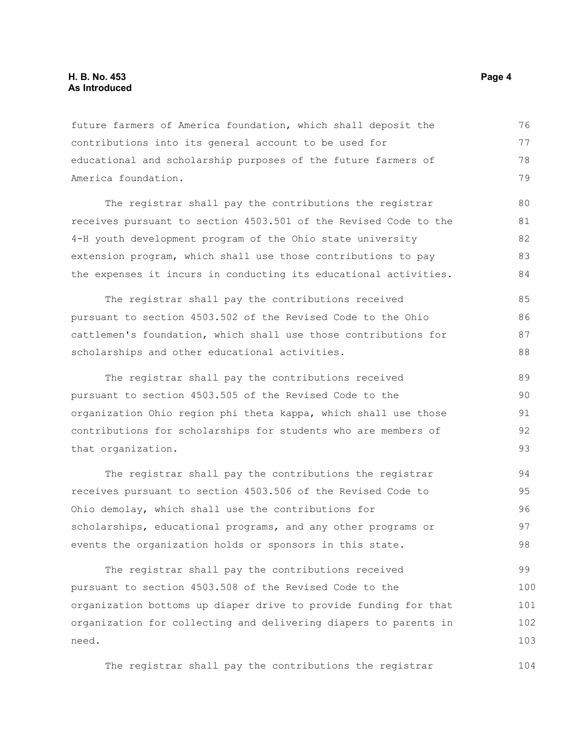future farmers of America foundation, which shall deposit the contributions into its general account to be used for educational and scholarship purposes of the future farmers of America foundation.

The registrar shall pay the contributions the registrar receives pursuant to section 4503.501 of the Revised Code to the 4-H youth development program of the Ohio state university extension program, which shall use those contributions to pay the expenses it incurs in conducting its educational activities.

The registrar shall pay the contributions received pursuant to section 4503.502 of the Revised Code to the Ohio cattlemen's foundation, which shall use those contributions for scholarships and other educational activities.

The registrar shall pay the contributions received pursuant to section 4503.505 of the Revised Code to the organization Ohio region phi theta kappa, which shall use those contributions for scholarships for students who are members of that organization.

The registrar shall pay the contributions the registrar receives pursuant to section 4503.506 of the Revised Code to Ohio demolay, which shall use the contributions for scholarships, educational programs, and any other programs or events the organization holds or sponsors in this state.

The registrar shall pay the contributions received pursuant to section 4503.508 of the Revised Code to the organization bottoms up diaper drive to provide funding for that organization for collecting and delivering diapers to parents in need.

The registrar shall pay the contributions the registrar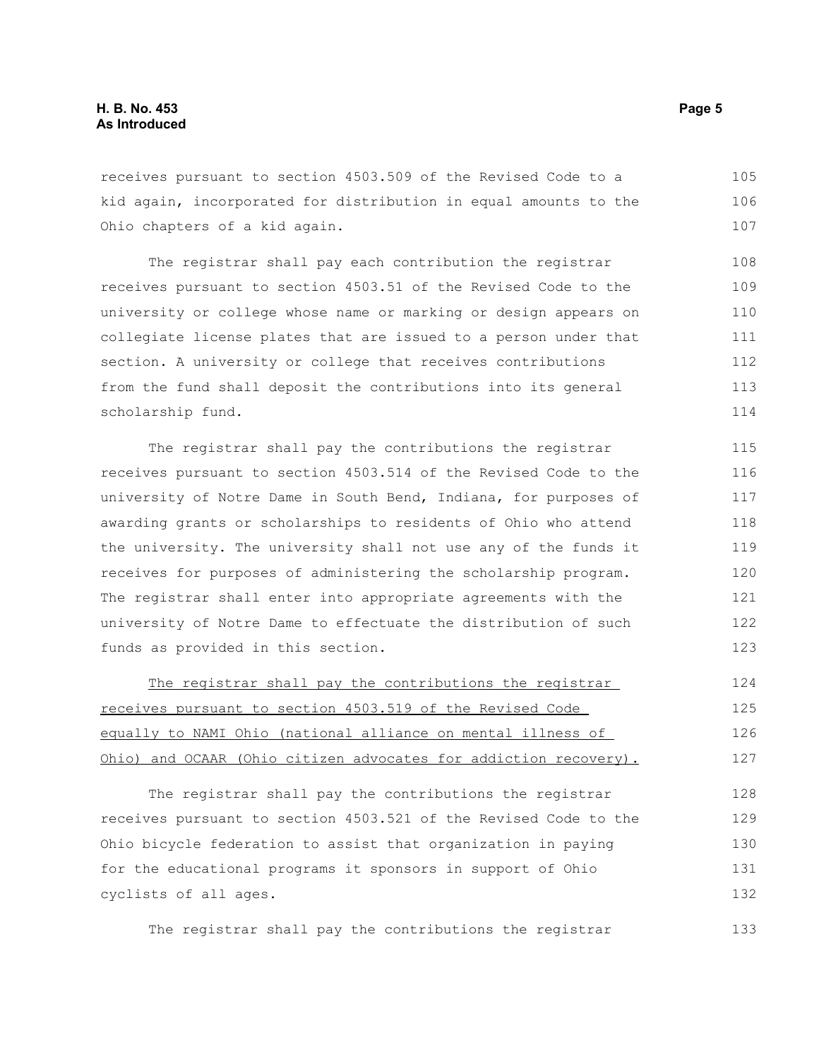receives pursuant to section 4503.509 of the Revised Code to a kid again, incorporated for distribution in equal amounts to the Ohio chapters of a kid again.

The registrar shall pay each contribution the registrar receives pursuant to section 4503.51 of the Revised Code to the university or college whose name or marking or design appears on collegiate license plates that are issued to a person under that section. A university or college that receives contributions from the fund shall deposit the contributions into its general scholarship fund.

The registrar shall pay the contributions the registrar receives pursuant to section 4503.514 of the Revised Code to the university of Notre Dame in South Bend, Indiana, for purposes of awarding grants or scholarships to residents of Ohio who attend the university. The university shall not use any of the funds it receives for purposes of administering the scholarship program. The registrar shall enter into appropriate agreements with the university of Notre Dame to effectuate the distribution of such funds as provided in this section.

<u>The registrar shall pay the contributions the registrar receives pursuant to section 4503.519 of the Revised Code equally to NAMI Ohio (national alliance on mental illness of Ohio) and OCAAR (Ohio citizen advocates for addiction recovery).</u>

The registrar shall pay the contributions the registrar receives pursuant to section 4503.521 of the Revised Code to the Ohio bicycle federation to assist that organization in paying for the educational programs it sponsors in support of Ohio cyclists of all ages.

The registrar shall pay the contributions the registrar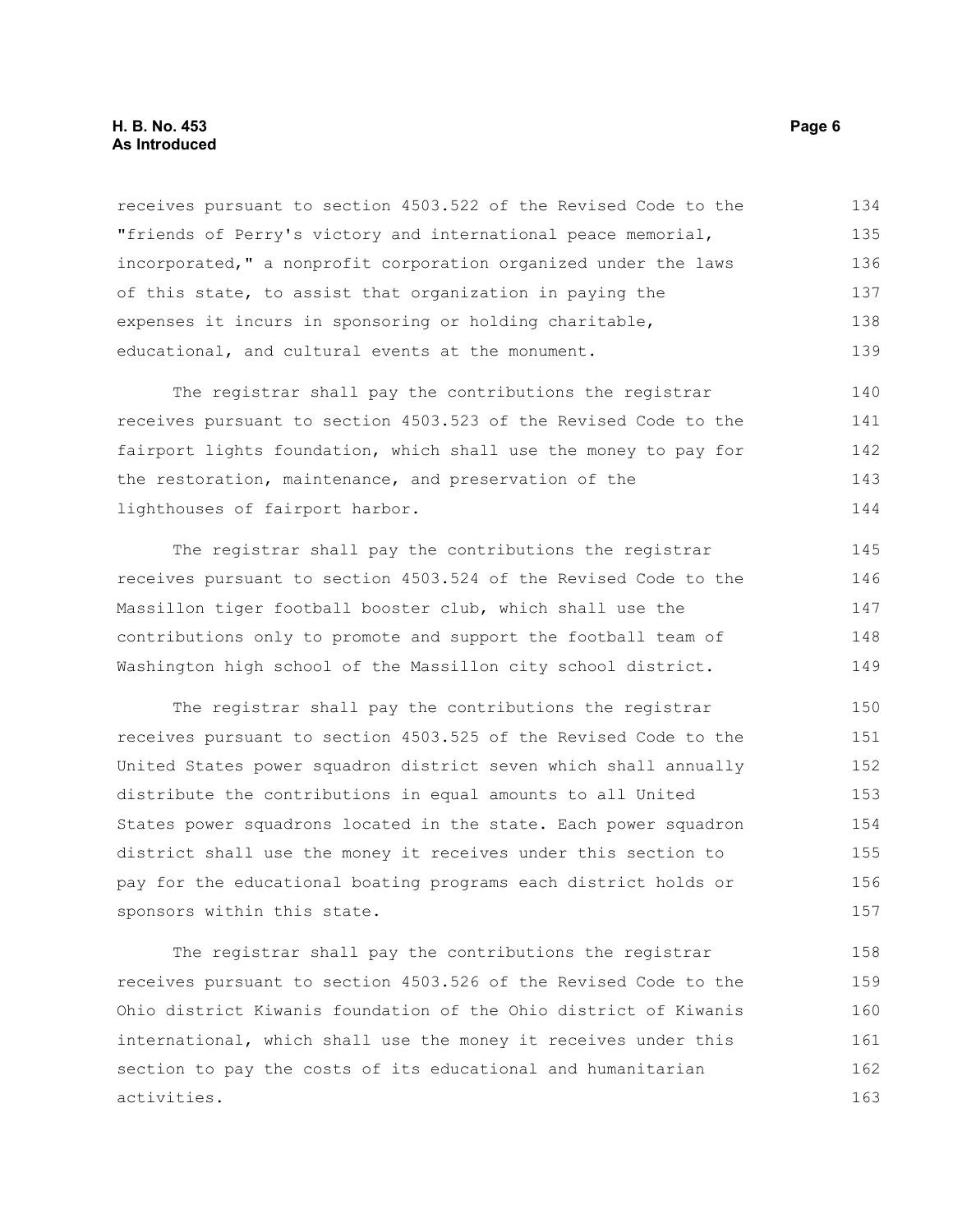receives pursuant to section 4503.522 of the Revised Code to the "friends of Perry's victory and international peace memorial, incorporated," a nonprofit corporation organized under the laws of this state, to assist that organization in paying the expenses it incurs in sponsoring or holding charitable, educational, and cultural events at the monument.

The registrar shall pay the contributions the registrar receives pursuant to section 4503.523 of the Revised Code to the fairport lights foundation, which shall use the money to pay for the restoration, maintenance, and preservation of the lighthouses of fairport harbor.

The registrar shall pay the contributions the registrar receives pursuant to section 4503.524 of the Revised Code to the Massillon tiger football booster club, which shall use the contributions only to promote and support the football team of Washington high school of the Massillon city school district.

The registrar shall pay the contributions the registrar receives pursuant to section 4503.525 of the Revised Code to the United States power squadron district seven which shall annually distribute the contributions in equal amounts to all United States power squadrons located in the state. Each power squadron district shall use the money it receives under this section to pay for the educational boating programs each district holds or sponsors within this state.

The registrar shall pay the contributions the registrar receives pursuant to section 4503.526 of the Revised Code to the Ohio district Kiwanis foundation of the Ohio district of Kiwanis international, which shall use the money it receives under this section to pay the costs of its educational and humanitarian activities.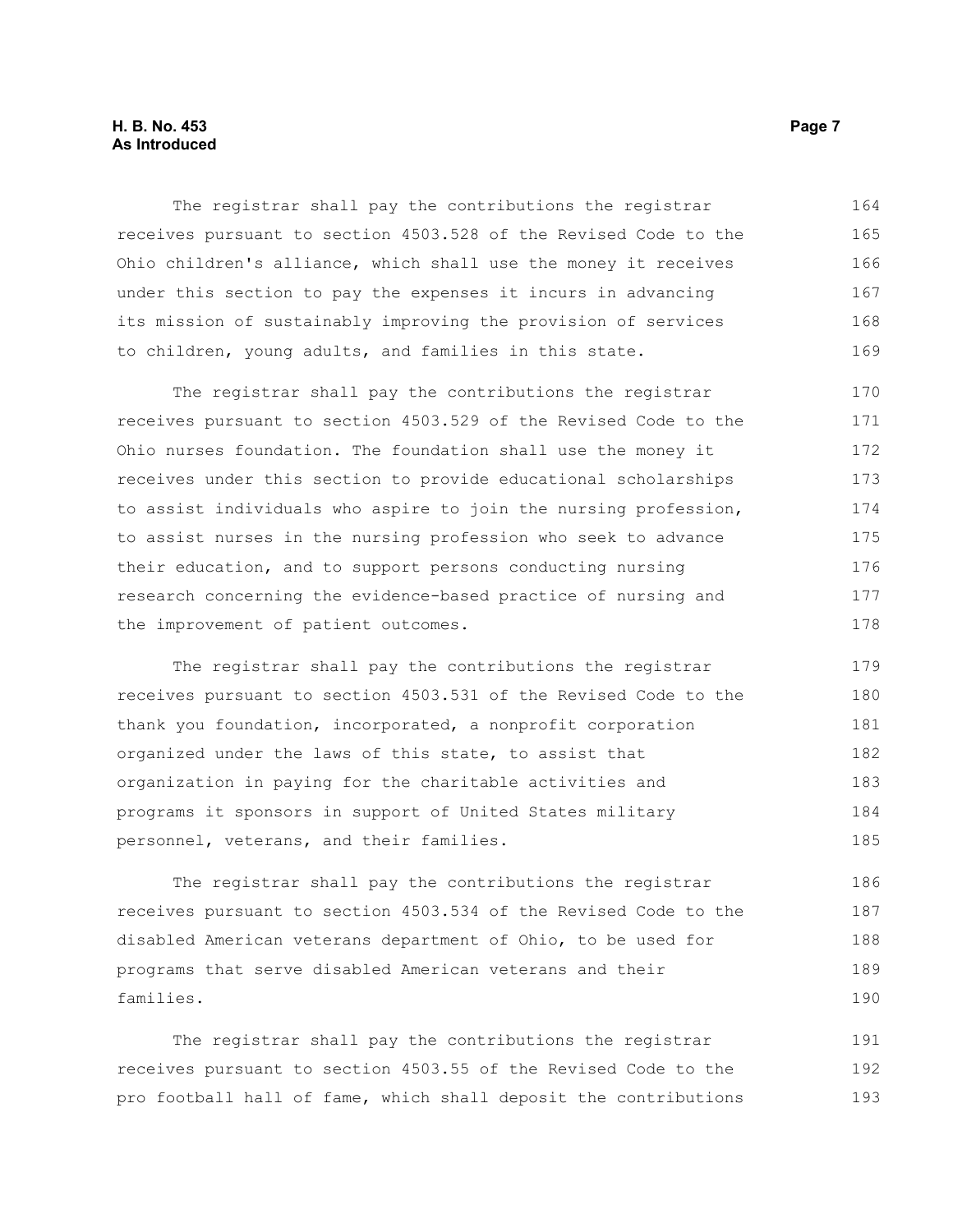The registrar shall pay the contributions the registrar receives pursuant to section 4503.528 of the Revised Code to the Ohio children's alliance, which shall use the money it receives under this section to pay the expenses it incurs in advancing its mission of sustainably improving the provision of services to children, young adults, and families in this state.

The registrar shall pay the contributions the registrar receives pursuant to section 4503.529 of the Revised Code to the Ohio nurses foundation. The foundation shall use the money it receives under this section to provide educational scholarships to assist individuals who aspire to join the nursing profession, to assist nurses in the nursing profession who seek to advance their education, and to support persons conducting nursing research concerning the evidence-based practice of nursing and the improvement of patient outcomes.

The registrar shall pay the contributions the registrar receives pursuant to section 4503.531 of the Revised Code to the thank you foundation, incorporated, a nonprofit corporation organized under the laws of this state, to assist that organization in paying for the charitable activities and programs it sponsors in support of United States military personnel, veterans, and their families.

The registrar shall pay the contributions the registrar receives pursuant to section 4503.534 of the Revised Code to the disabled American veterans department of Ohio, to be used for programs that serve disabled American veterans and their families.

The registrar shall pay the contributions the registrar receives pursuant to section 4503.55 of the Revised Code to the pro football hall of fame, which shall deposit the contributions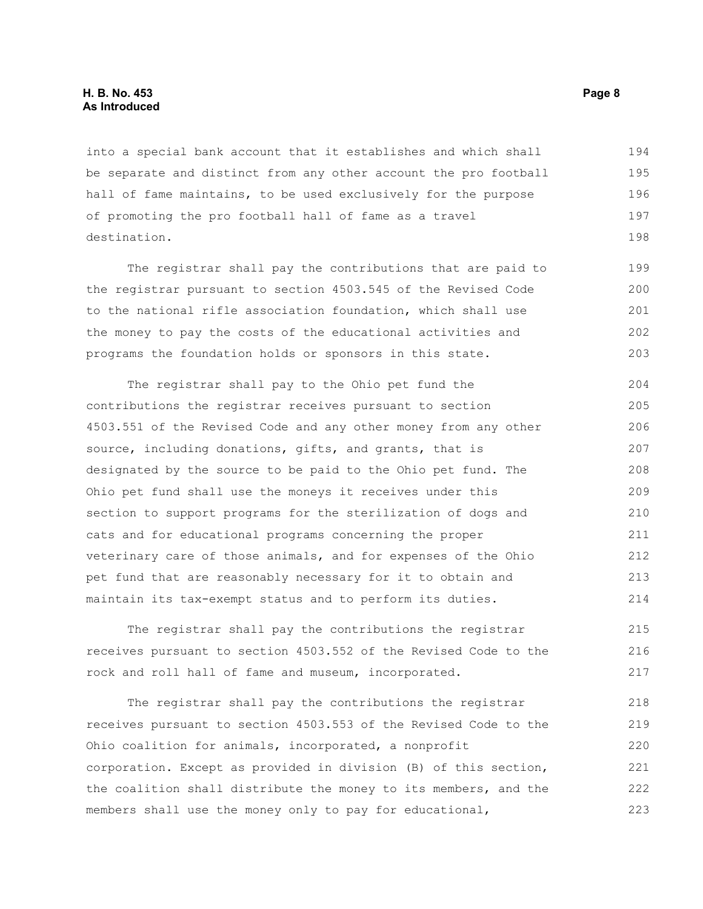into a special bank account that it establishes and which shall be separate and distinct from any other account the pro football hall of fame maintains, to be used exclusively for the purpose of promoting the pro football hall of fame as a travel destination.

The registrar shall pay the contributions that are paid to the registrar pursuant to section 4503.545 of the Revised Code to the national rifle association foundation, which shall use the money to pay the costs of the educational activities and programs the foundation holds or sponsors in this state.

The registrar shall pay to the Ohio pet fund the contributions the registrar receives pursuant to section 4503.551 of the Revised Code and any other money from any other source, including donations, gifts, and grants, that is designated by the source to be paid to the Ohio pet fund. The Ohio pet fund shall use the moneys it receives under this section to support programs for the sterilization of dogs and cats and for educational programs concerning the proper veterinary care of those animals, and for expenses of the Ohio pet fund that are reasonably necessary for it to obtain and maintain its tax-exempt status and to perform its duties.

The registrar shall pay the contributions the registrar receives pursuant to section 4503.552 of the Revised Code to the rock and roll hall of fame and museum, incorporated.

The registrar shall pay the contributions the registrar receives pursuant to section 4503.553 of the Revised Code to the Ohio coalition for animals, incorporated, a nonprofit corporation. Except as provided in division (B) of this section, the coalition shall distribute the money to its members, and the members shall use the money only to pay for educational,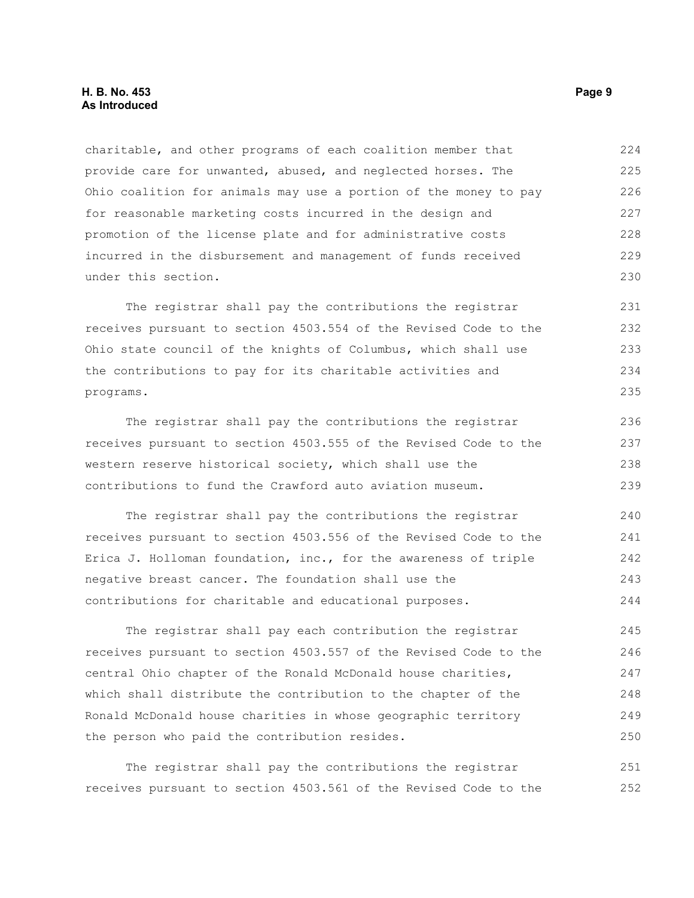charitable, and other programs of each coalition member that provide care for unwanted, abused, and neglected horses. The Ohio coalition for animals may use a portion of the money to pay for reasonable marketing costs incurred in the design and promotion of the license plate and for administrative costs incurred in the disbursement and management of funds received under this section.

The registrar shall pay the contributions the registrar receives pursuant to section 4503.554 of the Revised Code to the Ohio state council of the knights of Columbus, which shall use the contributions to pay for its charitable activities and programs.

The registrar shall pay the contributions the registrar receives pursuant to section 4503.555 of the Revised Code to the western reserve historical society, which shall use the contributions to fund the Crawford auto aviation museum.

The registrar shall pay the contributions the registrar receives pursuant to section 4503.556 of the Revised Code to the Erica J. Holloman foundation, inc., for the awareness of triple negative breast cancer. The foundation shall use the contributions for charitable and educational purposes.

The registrar shall pay each contribution the registrar receives pursuant to section 4503.557 of the Revised Code to the central Ohio chapter of the Ronald McDonald house charities, which shall distribute the contribution to the chapter of the Ronald McDonald house charities in whose geographic territory the person who paid the contribution resides.

The registrar shall pay the contributions the registrar receives pursuant to section 4503.561 of the Revised Code to the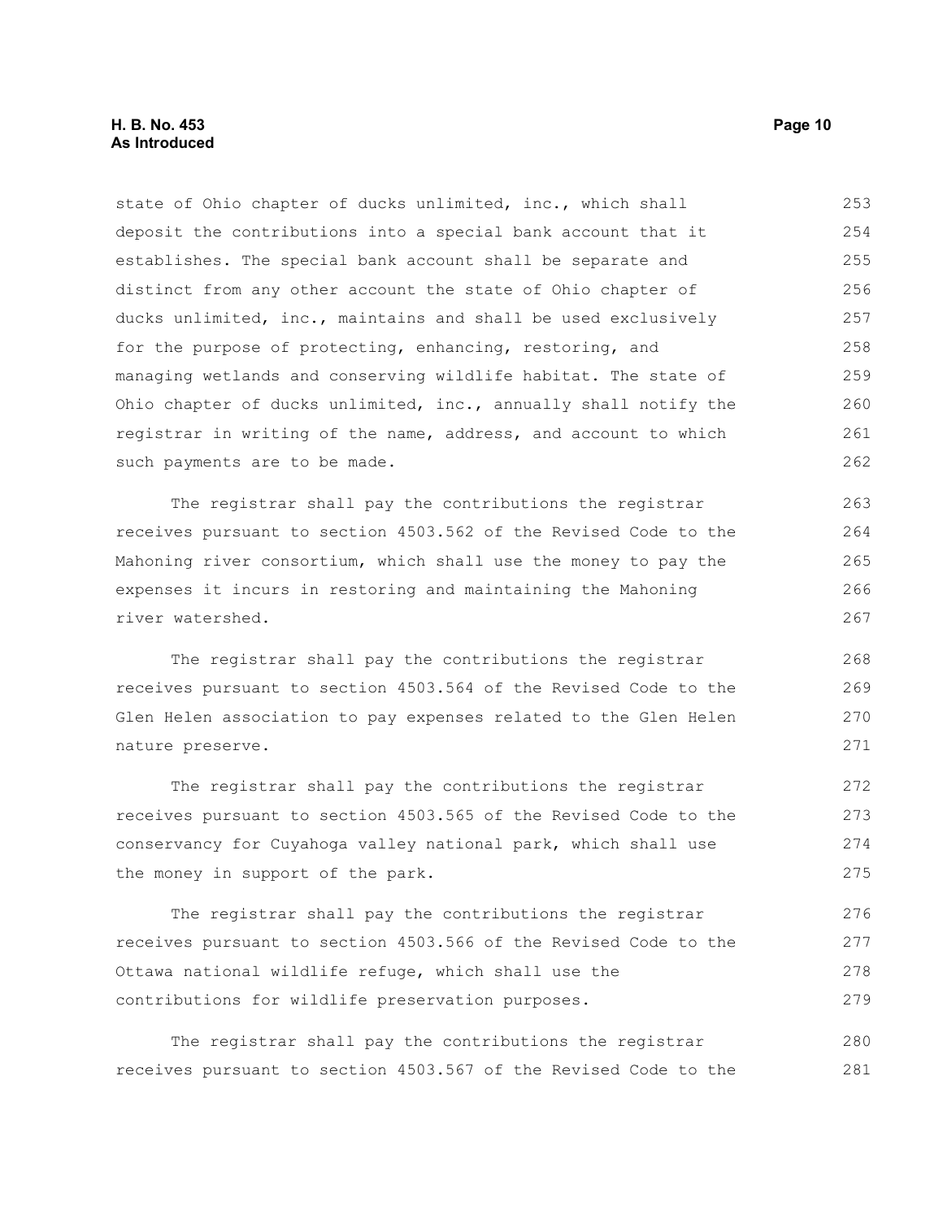state of Ohio chapter of ducks unlimited, inc., which shall deposit the contributions into a special bank account that it establishes. The special bank account shall be separate and distinct from any other account the state of Ohio chapter of ducks unlimited, inc., maintains and shall be used exclusively for the purpose of protecting, enhancing, restoring, and managing wetlands and conserving wildlife habitat. The state of Ohio chapter of ducks unlimited, inc., annually shall notify the registrar in writing of the name, address, and account to which such payments are to be made.

The registrar shall pay the contributions the registrar receives pursuant to section 4503.562 of the Revised Code to the Mahoning river consortium, which shall use the money to pay the expenses it incurs in restoring and maintaining the Mahoning river watershed.

The registrar shall pay the contributions the registrar receives pursuant to section 4503.564 of the Revised Code to the Glen Helen association to pay expenses related to the Glen Helen nature preserve.

The registrar shall pay the contributions the registrar receives pursuant to section 4503.565 of the Revised Code to the conservancy for Cuyahoga valley national park, which shall use the money in support of the park.

The registrar shall pay the contributions the registrar receives pursuant to section 4503.566 of the Revised Code to the Ottawa national wildlife refuge, which shall use the contributions for wildlife preservation purposes.

The registrar shall pay the contributions the registrar receives pursuant to section 4503.567 of the Revised Code to the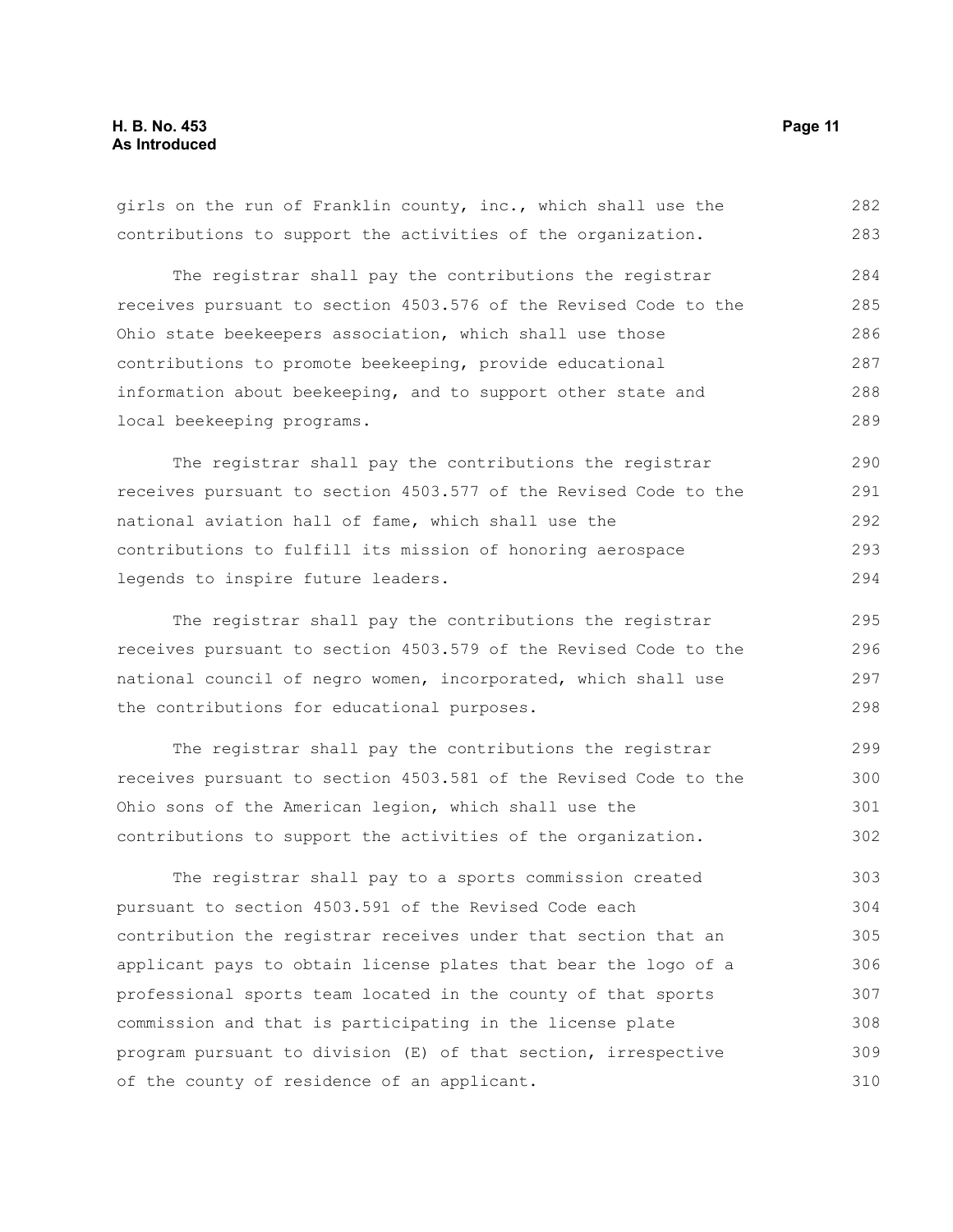girls on the run of Franklin county, inc., which shall use the contributions to support the activities of the organization.

The registrar shall pay the contributions the registrar receives pursuant to section 4503.576 of the Revised Code to the Ohio state beekeepers association, which shall use those contributions to promote beekeeping, provide educational information about beekeeping, and to support other state and local beekeeping programs.

The registrar shall pay the contributions the registrar receives pursuant to section 4503.577 of the Revised Code to the national aviation hall of fame, which shall use the contributions to fulfill its mission of honoring aerospace legends to inspire future leaders.

The registrar shall pay the contributions the registrar receives pursuant to section 4503.579 of the Revised Code to the national council of negro women, incorporated, which shall use the contributions for educational purposes.

The registrar shall pay the contributions the registrar receives pursuant to section 4503.581 of the Revised Code to the Ohio sons of the American legion, which shall use the contributions to support the activities of the organization.

The registrar shall pay to a sports commission created pursuant to section 4503.591 of the Revised Code each contribution the registrar receives under that section that an applicant pays to obtain license plates that bear the logo of a professional sports team located in the county of that sports commission and that is participating in the license plate program pursuant to division (E) of that section, irrespective of the county of residence of an applicant.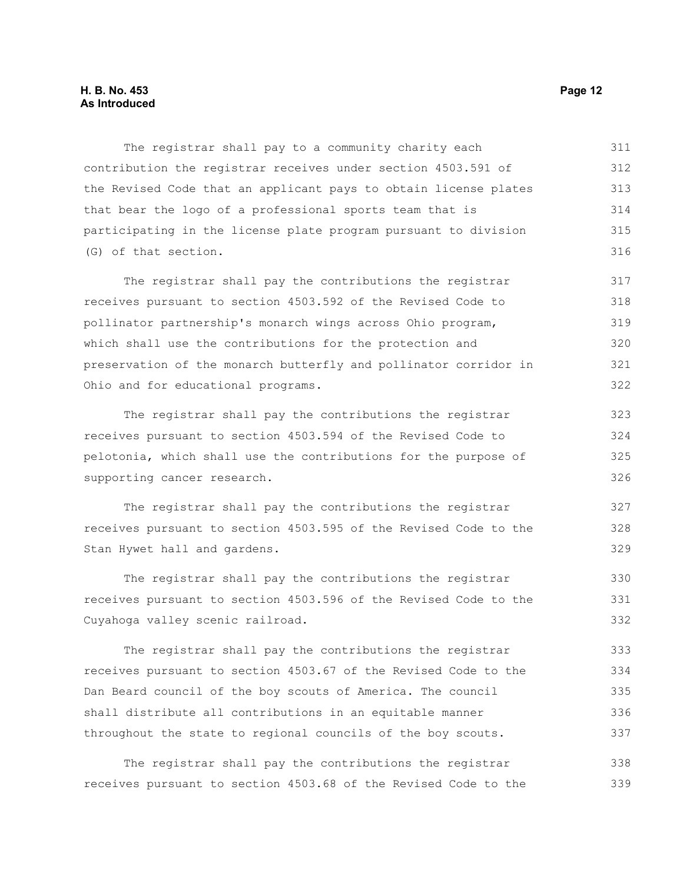The registrar shall pay to a community charity each contribution the registrar receives under section 4503.591 of the Revised Code that an applicant pays to obtain license plates that bear the logo of a professional sports team that is participating in the license plate program pursuant to division (G) of that section.

The registrar shall pay the contributions the registrar receives pursuant to section 4503.592 of the Revised Code to pollinator partnership's monarch wings across Ohio program, which shall use the contributions for the protection and preservation of the monarch butterfly and pollinator corridor in Ohio and for educational programs.

The registrar shall pay the contributions the registrar receives pursuant to section 4503.594 of the Revised Code to pelotonia, which shall use the contributions for the purpose of supporting cancer research.

The registrar shall pay the contributions the registrar receives pursuant to section 4503.595 of the Revised Code to the Stan Hywet hall and gardens.

The registrar shall pay the contributions the registrar receives pursuant to section 4503.596 of the Revised Code to the Cuyahoga valley scenic railroad.

The registrar shall pay the contributions the registrar receives pursuant to section 4503.67 of the Revised Code to the Dan Beard council of the boy scouts of America. The council shall distribute all contributions in an equitable manner throughout the state to regional councils of the boy scouts.

The registrar shall pay the contributions the registrar receives pursuant to section 4503.68 of the Revised Code to the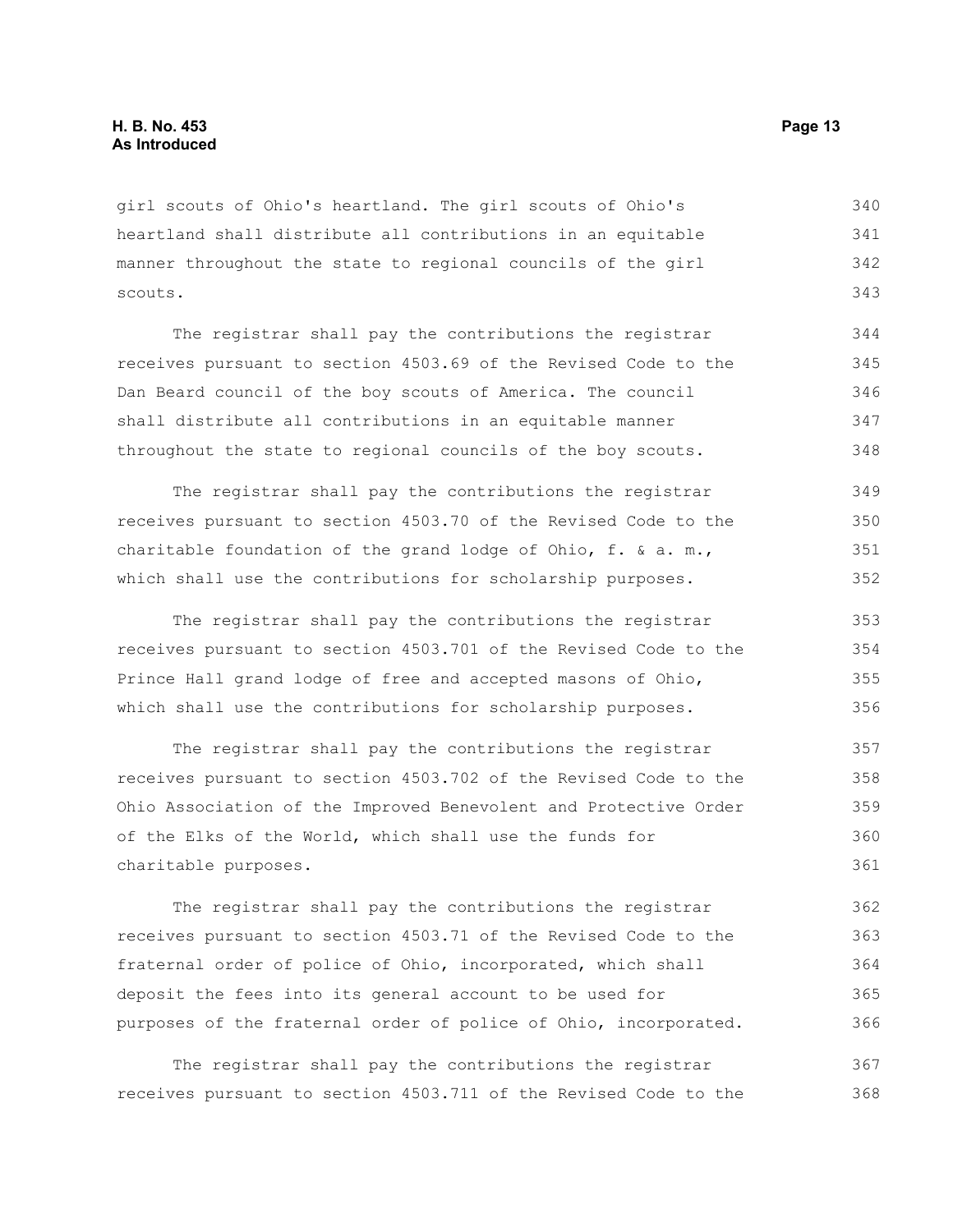girl scouts of Ohio's heartland. The girl scouts of Ohio's heartland shall distribute all contributions in an equitable manner throughout the state to regional councils of the girl scouts.

The registrar shall pay the contributions the registrar receives pursuant to section 4503.69 of the Revised Code to the Dan Beard council of the boy scouts of America. The council shall distribute all contributions in an equitable manner throughout the state to regional councils of the boy scouts.

The registrar shall pay the contributions the registrar receives pursuant to section 4503.70 of the Revised Code to the charitable foundation of the grand lodge of Ohio, f. & a. m., which shall use the contributions for scholarship purposes.

The registrar shall pay the contributions the registrar receives pursuant to section 4503.701 of the Revised Code to the Prince Hall grand lodge of free and accepted masons of Ohio, which shall use the contributions for scholarship purposes.

The registrar shall pay the contributions the registrar receives pursuant to section 4503.702 of the Revised Code to the Ohio Association of the Improved Benevolent and Protective Order of the Elks of the World, which shall use the funds for charitable purposes.

The registrar shall pay the contributions the registrar receives pursuant to section 4503.71 of the Revised Code to the fraternal order of police of Ohio, incorporated, which shall deposit the fees into its general account to be used for purposes of the fraternal order of police of Ohio, incorporated.

The registrar shall pay the contributions the registrar receives pursuant to section 4503.711 of the Revised Code to the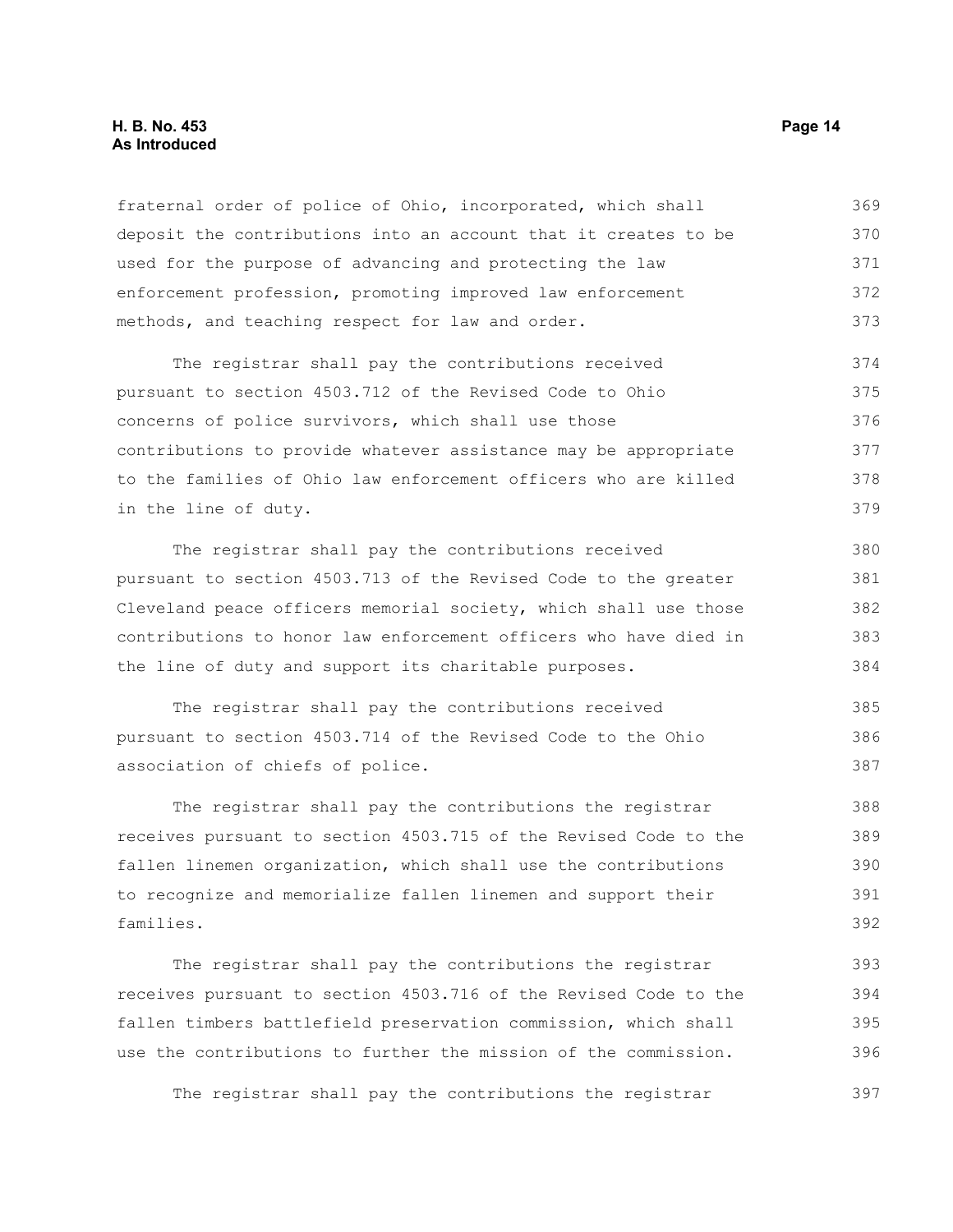fraternal order of police of Ohio, incorporated, which shall deposit the contributions into an account that it creates to be used for the purpose of advancing and protecting the law enforcement profession, promoting improved law enforcement methods, and teaching respect for law and order.

The registrar shall pay the contributions received pursuant to section 4503.712 of the Revised Code to Ohio concerns of police survivors, which shall use those contributions to provide whatever assistance may be appropriate to the families of Ohio law enforcement officers who are killed in the line of duty.

The registrar shall pay the contributions received pursuant to section 4503.713 of the Revised Code to the greater Cleveland peace officers memorial society, which shall use those contributions to honor law enforcement officers who have died in the line of duty and support its charitable purposes.

The registrar shall pay the contributions received pursuant to section 4503.714 of the Revised Code to the Ohio association of chiefs of police.

The registrar shall pay the contributions the registrar receives pursuant to section 4503.715 of the Revised Code to the fallen linemen organization, which shall use the contributions to recognize and memorialize fallen linemen and support their families.

The registrar shall pay the contributions the registrar receives pursuant to section 4503.716 of the Revised Code to the fallen timbers battlefield preservation commission, which shall use the contributions to further the mission of the commission.

The registrar shall pay the contributions the registrar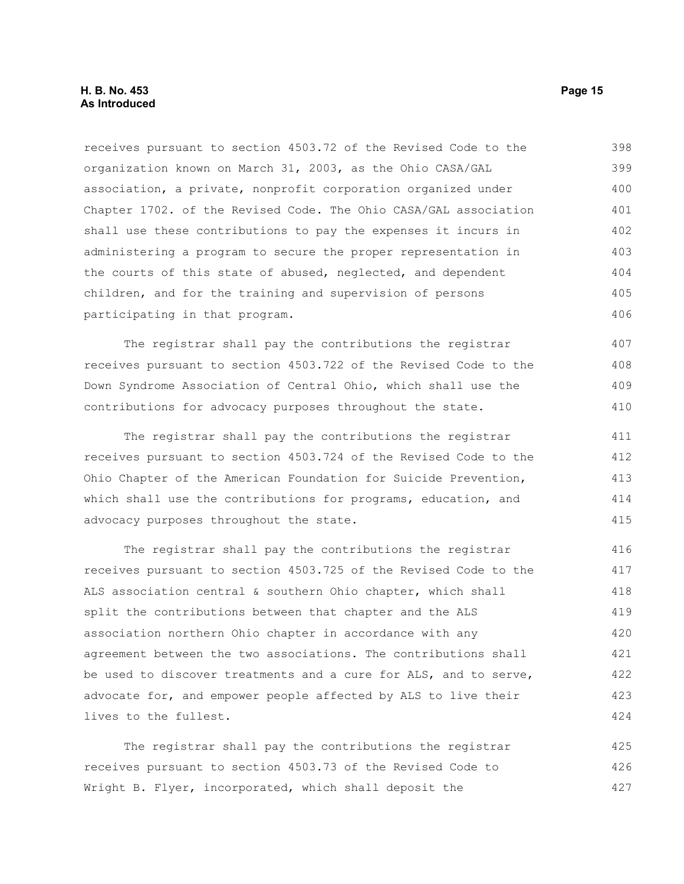receives pursuant to section 4503.72 of the Revised Code to the organization known on March 31, 2003, as the Ohio CASA/GAL association, a private, nonprofit corporation organized under Chapter 1702. of the Revised Code. The Ohio CASA/GAL association shall use these contributions to pay the expenses it incurs in administering a program to secure the proper representation in the courts of this state of abused, neglected, and dependent children, and for the training and supervision of persons participating in that program.

The registrar shall pay the contributions the registrar receives pursuant to section 4503.722 of the Revised Code to the Down Syndrome Association of Central Ohio, which shall use the contributions for advocacy purposes throughout the state.

The registrar shall pay the contributions the registrar receives pursuant to section 4503.724 of the Revised Code to the Ohio Chapter of the American Foundation for Suicide Prevention, which shall use the contributions for programs, education, and advocacy purposes throughout the state.

The registrar shall pay the contributions the registrar receives pursuant to section 4503.725 of the Revised Code to the ALS association central & southern Ohio chapter, which shall split the contributions between that chapter and the ALS association northern Ohio chapter in accordance with any agreement between the two associations. The contributions shall be used to discover treatments and a cure for ALS, and to serve, advocate for, and empower people affected by ALS to live their lives to the fullest.

The registrar shall pay the contributions the registrar receives pursuant to section 4503.73 of the Revised Code to Wright B. Flyer, incorporated, which shall deposit the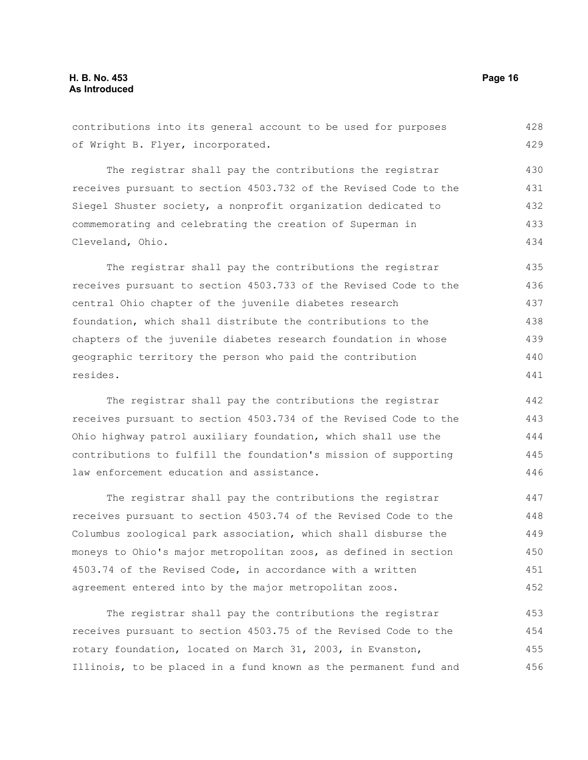contributions into its general account to be used for purposes of Wright B. Flyer, incorporated.

The registrar shall pay the contributions the registrar receives pursuant to section 4503.732 of the Revised Code to the Siegel Shuster society, a nonprofit organization dedicated to commemorating and celebrating the creation of Superman in Cleveland, Ohio.

The registrar shall pay the contributions the registrar receives pursuant to section 4503.733 of the Revised Code to the central Ohio chapter of the juvenile diabetes research foundation, which shall distribute the contributions to the chapters of the juvenile diabetes research foundation in whose geographic territory the person who paid the contribution resides.

The registrar shall pay the contributions the registrar receives pursuant to section 4503.734 of the Revised Code to the Ohio highway patrol auxiliary foundation, which shall use the contributions to fulfill the foundation's mission of supporting law enforcement education and assistance.

The registrar shall pay the contributions the registrar receives pursuant to section 4503.74 of the Revised Code to the Columbus zoological park association, which shall disburse the moneys to Ohio's major metropolitan zoos, as defined in section 4503.74 of the Revised Code, in accordance with a written agreement entered into by the major metropolitan zoos.

The registrar shall pay the contributions the registrar receives pursuant to section 4503.75 of the Revised Code to the rotary foundation, located on March 31, 2003, in Evanston, Illinois, to be placed in a fund known as the permanent fund and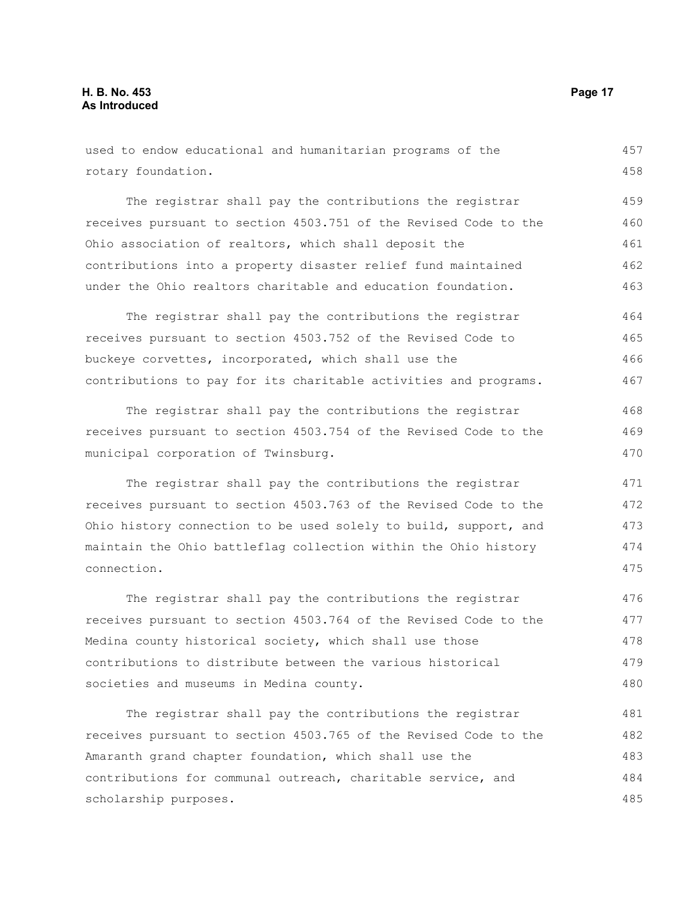used to endow educational and humanitarian programs of the rotary foundation.

The registrar shall pay the contributions the registrar receives pursuant to section 4503.751 of the Revised Code to the Ohio association of realtors, which shall deposit the contributions into a property disaster relief fund maintained under the Ohio realtors charitable and education foundation.

The registrar shall pay the contributions the registrar receives pursuant to section 4503.752 of the Revised Code to buckeye corvettes, incorporated, which shall use the contributions to pay for its charitable activities and programs.

The registrar shall pay the contributions the registrar receives pursuant to section 4503.754 of the Revised Code to the municipal corporation of Twinsburg.

The registrar shall pay the contributions the registrar receives pursuant to section 4503.763 of the Revised Code to the Ohio history connection to be used solely to build, support, and maintain the Ohio battleflag collection within the Ohio history connection.

The registrar shall pay the contributions the registrar receives pursuant to section 4503.764 of the Revised Code to the Medina county historical society, which shall use those contributions to distribute between the various historical societies and museums in Medina county.

The registrar shall pay the contributions the registrar receives pursuant to section 4503.765 of the Revised Code to the Amaranth grand chapter foundation, which shall use the contributions for communal outreach, charitable service, and scholarship purposes.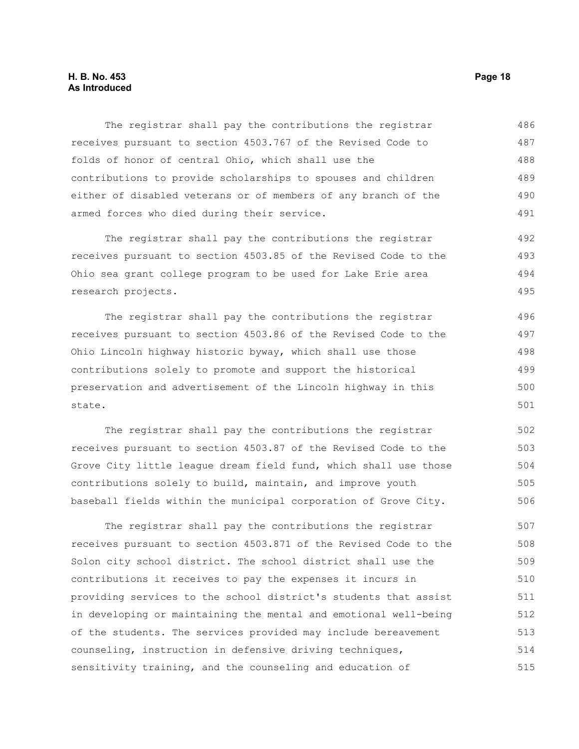The registrar shall pay the contributions the registrar receives pursuant to section 4503.767 of the Revised Code to folds of honor of central Ohio, which shall use the contributions to provide scholarships to spouses and children either of disabled veterans or of members of any branch of the armed forces who died during their service.

The registrar shall pay the contributions the registrar receives pursuant to section 4503.85 of the Revised Code to the Ohio sea grant college program to be used for Lake Erie area research projects.

The registrar shall pay the contributions the registrar receives pursuant to section 4503.86 of the Revised Code to the Ohio Lincoln highway historic byway, which shall use those contributions solely to promote and support the historical preservation and advertisement of the Lincoln highway in this state.

The registrar shall pay the contributions the registrar receives pursuant to section 4503.87 of the Revised Code to the Grove City little league dream field fund, which shall use those contributions solely to build, maintain, and improve youth baseball fields within the municipal corporation of Grove City.

The registrar shall pay the contributions the registrar receives pursuant to section 4503.871 of the Revised Code to the Solon city school district. The school district shall use the contributions it receives to pay the expenses it incurs in providing services to the school district's students that assist in developing or maintaining the mental and emotional well-being of the students. The services provided may include bereavement counseling, instruction in defensive driving techniques, sensitivity training, and the counseling and education of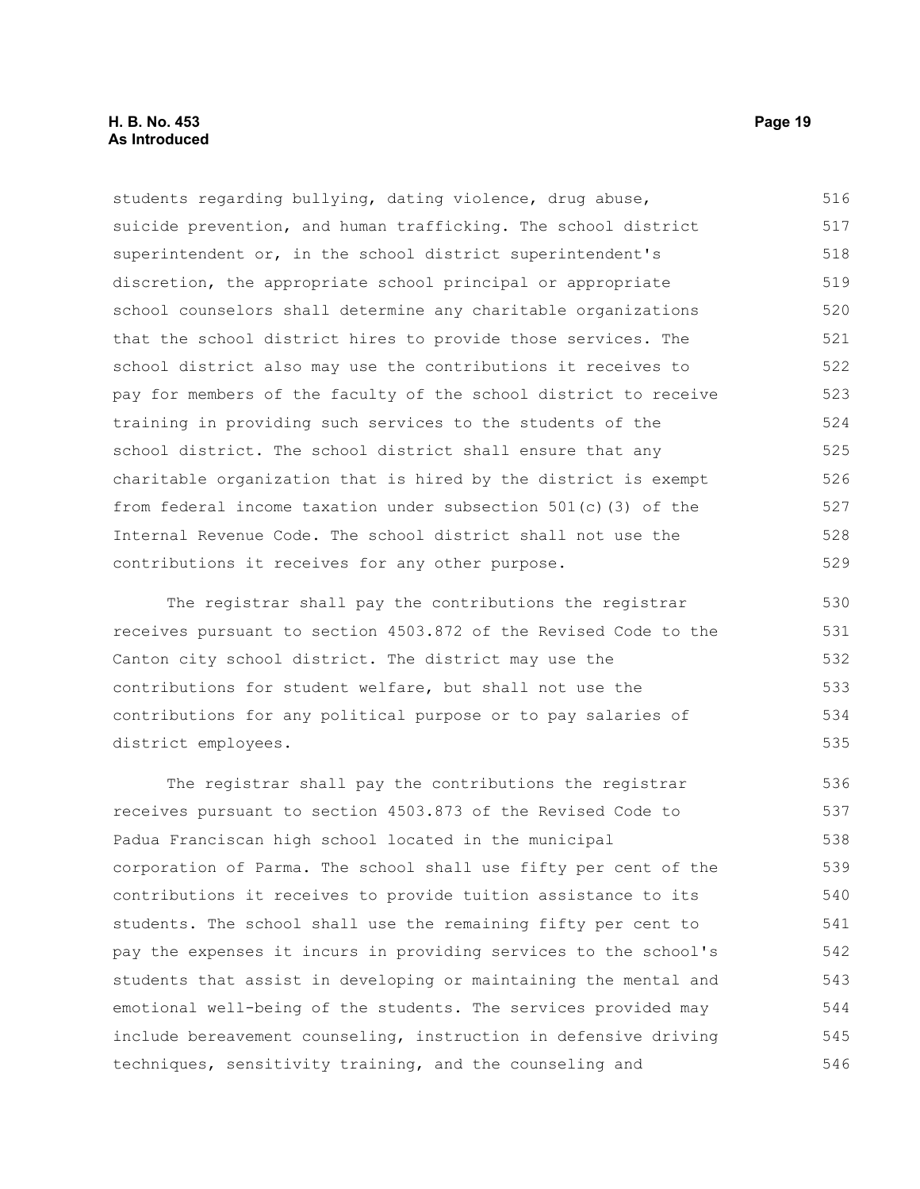students regarding bullying, dating violence, drug abuse, suicide prevention, and human trafficking. The school district superintendent or, in the school district superintendent's discretion, the appropriate school principal or appropriate school counselors shall determine any charitable organizations that the school district hires to provide those services. The school district also may use the contributions it receives to pay for members of the faculty of the school district to receive training in providing such services to the students of the school district. The school district shall ensure that any charitable organization that is hired by the district is exempt from federal income taxation under subsection 501(c)(3) of the Internal Revenue Code. The school district shall not use the contributions it receives for any other purpose.

The registrar shall pay the contributions the registrar receives pursuant to section 4503.872 of the Revised Code to the Canton city school district. The district may use the contributions for student welfare, but shall not use the contributions for any political purpose or to pay salaries of district employees.

The registrar shall pay the contributions the registrar receives pursuant to section 4503.873 of the Revised Code to Padua Franciscan high school located in the municipal corporation of Parma. The school shall use fifty per cent of the contributions it receives to provide tuition assistance to its students. The school shall use the remaining fifty per cent to pay the expenses it incurs in providing services to the school's students that assist in developing or maintaining the mental and emotional well-being of the students. The services provided may include bereavement counseling, instruction in defensive driving techniques, sensitivity training, and the counseling and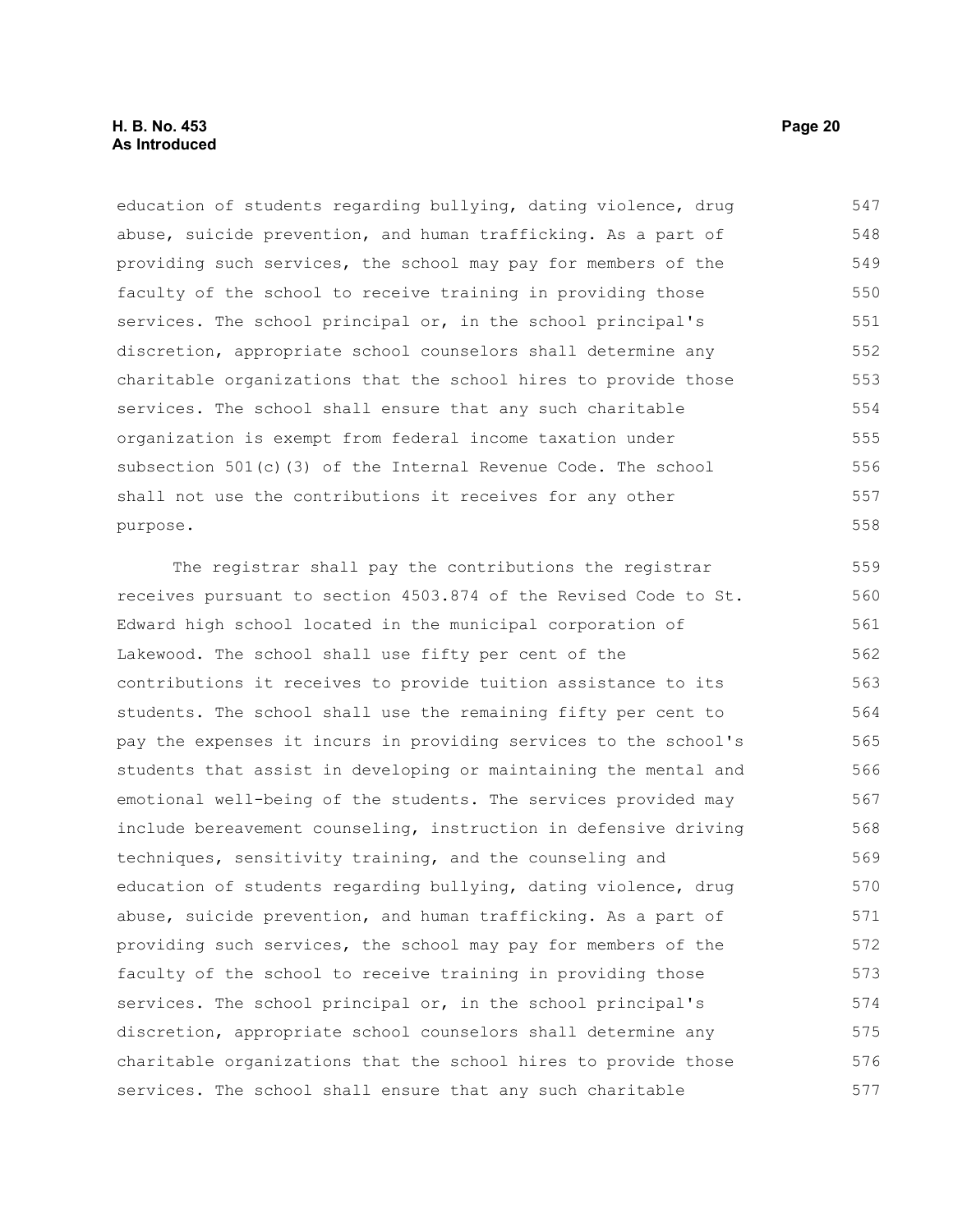education of students regarding bullying, dating violence, drug abuse, suicide prevention, and human trafficking. As a part of providing such services, the school may pay for members of the faculty of the school to receive training in providing those services. The school principal or, in the school principal's discretion, appropriate school counselors shall determine any charitable organizations that the school hires to provide those services. The school shall ensure that any such charitable organization is exempt from federal income taxation under subsection 501(c)(3) of the Internal Revenue Code. The school shall not use the contributions it receives for any other purpose.

The registrar shall pay the contributions the registrar receives pursuant to section 4503.874 of the Revised Code to St. Edward high school located in the municipal corporation of Lakewood. The school shall use fifty per cent of the contributions it receives to provide tuition assistance to its students. The school shall use the remaining fifty per cent to pay the expenses it incurs in providing services to the school's students that assist in developing or maintaining the mental and emotional well-being of the students. The services provided may include bereavement counseling, instruction in defensive driving techniques, sensitivity training, and the counseling and education of students regarding bullying, dating violence, drug abuse, suicide prevention, and human trafficking. As a part of providing such services, the school may pay for members of the faculty of the school to receive training in providing those services. The school principal or, in the school principal's discretion, appropriate school counselors shall determine any charitable organizations that the school hires to provide those services. The school shall ensure that any such charitable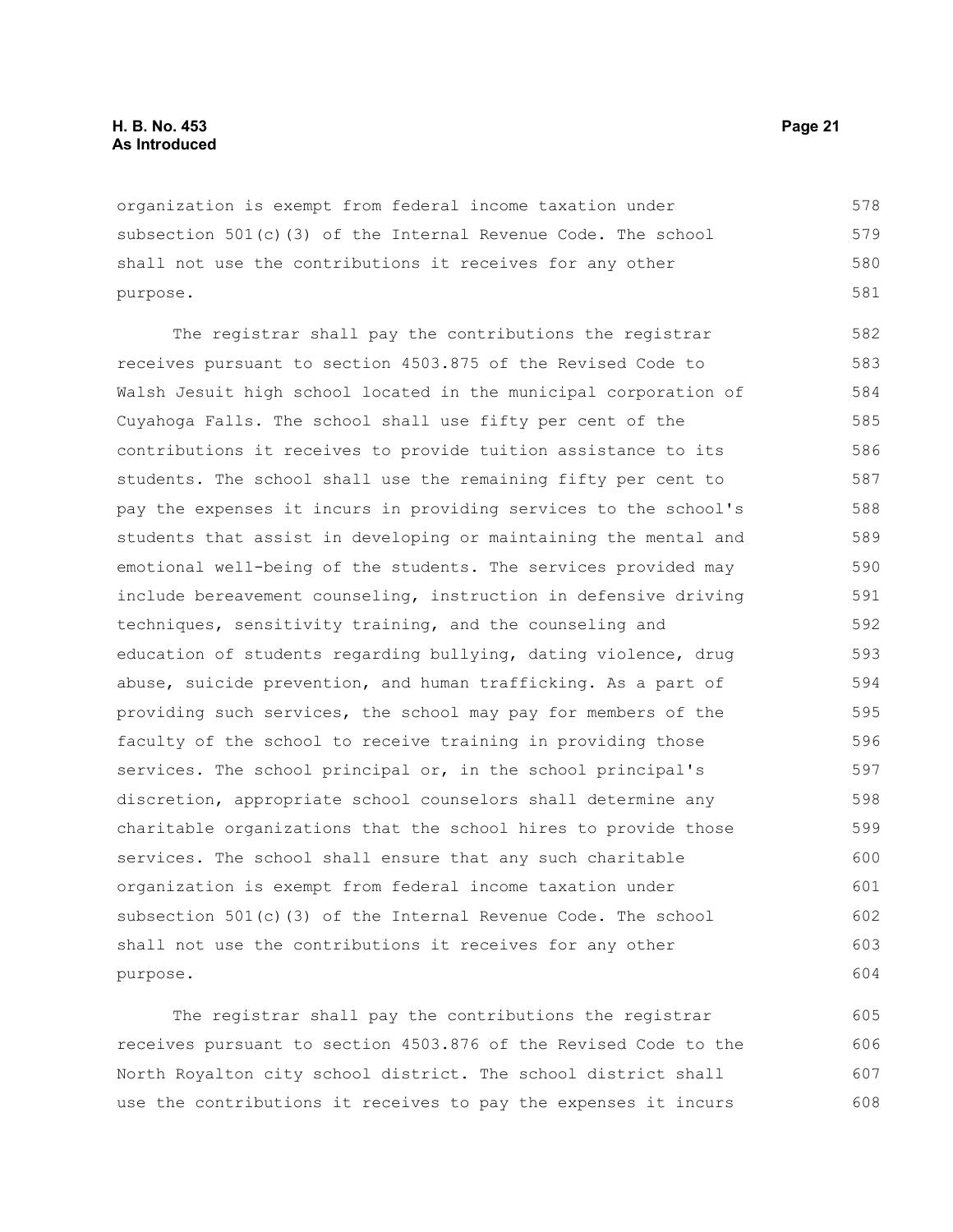organization is exempt from federal income taxation under subsection 501(c)(3) of the Internal Revenue Code. The school shall not use the contributions it receives for any other purpose.

The registrar shall pay the contributions the registrar receives pursuant to section 4503.875 of the Revised Code to Walsh Jesuit high school located in the municipal corporation of Cuyahoga Falls. The school shall use fifty per cent of the contributions it receives to provide tuition assistance to its students. The school shall use the remaining fifty per cent to pay the expenses it incurs in providing services to the school's students that assist in developing or maintaining the mental and emotional well-being of the students. The services provided may include bereavement counseling, instruction in defensive driving techniques, sensitivity training, and the counseling and education of students regarding bullying, dating violence, drug abuse, suicide prevention, and human trafficking. As a part of providing such services, the school may pay for members of the faculty of the school to receive training in providing those services. The school principal or, in the school principal's discretion, appropriate school counselors shall determine any charitable organizations that the school hires to provide those services. The school shall ensure that any such charitable organization is exempt from federal income taxation under subsection 501(c)(3) of the Internal Revenue Code. The school shall not use the contributions it receives for any other purpose.

The registrar shall pay the contributions the registrar receives pursuant to section 4503.876 of the Revised Code to the North Royalton city school district. The school district shall use the contributions it receives to pay the expenses it incurs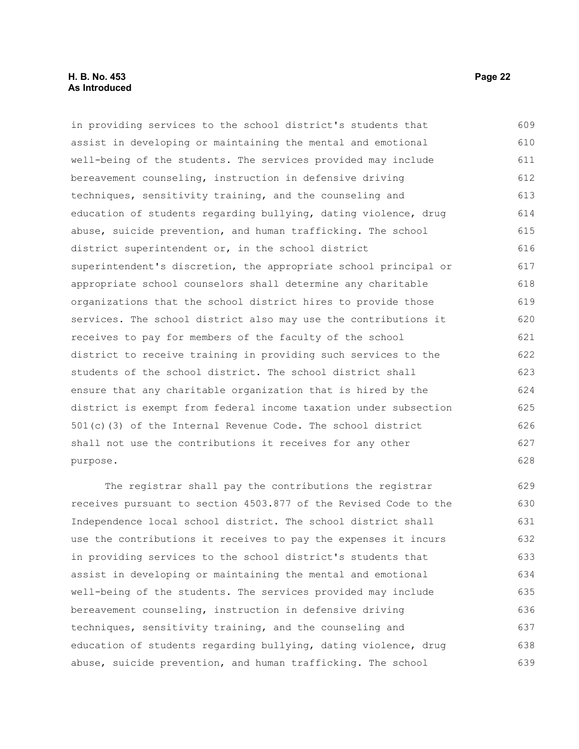in providing services to the school district's students that assist in developing or maintaining the mental and emotional well-being of the students. The services provided may include bereavement counseling, instruction in defensive driving techniques, sensitivity training, and the counseling and education of students regarding bullying, dating violence, drug abuse, suicide prevention, and human trafficking. The school district superintendent or, in the school district superintendent's discretion, the appropriate school principal or appropriate school counselors shall determine any charitable organizations that the school district hires to provide those services. The school district also may use the contributions it receives to pay for members of the faculty of the school district to receive training in providing such services to the students of the school district. The school district shall ensure that any charitable organization that is hired by the district is exempt from federal income taxation under subsection 501(c)(3) of the Internal Revenue Code. The school district shall not use the contributions it receives for any other purpose.

The registrar shall pay the contributions the registrar receives pursuant to section 4503.877 of the Revised Code to the Independence local school district. The school district shall use the contributions it receives to pay the expenses it incurs in providing services to the school district's students that assist in developing or maintaining the mental and emotional well-being of the students. The services provided may include bereavement counseling, instruction in defensive driving techniques, sensitivity training, and the counseling and education of students regarding bullying, dating violence, drug abuse, suicide prevention, and human trafficking. The school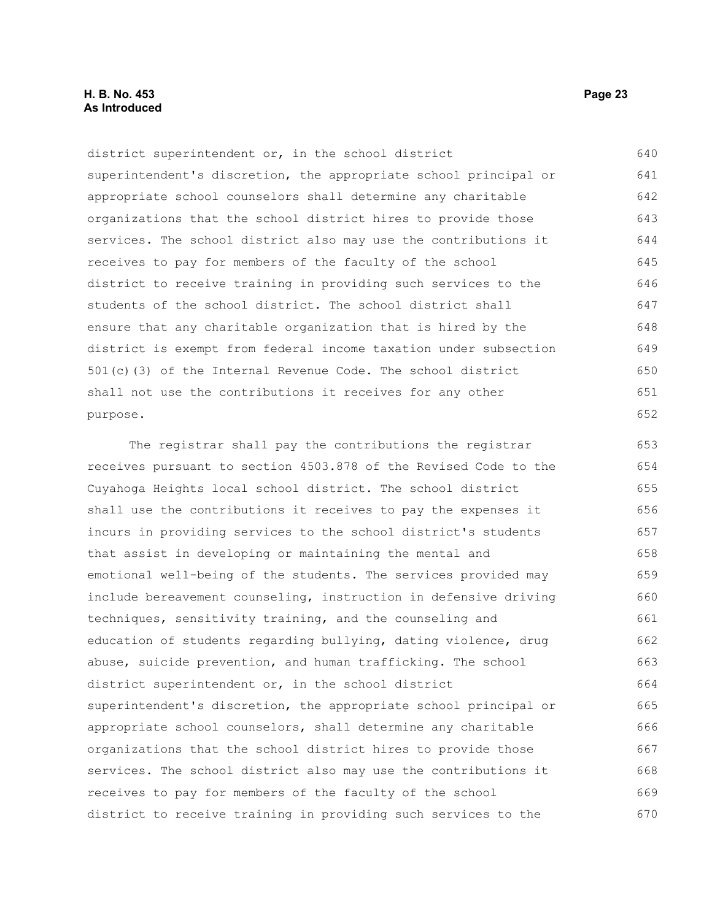district superintendent or, in the school district superintendent's discretion, the appropriate school principal or appropriate school counselors shall determine any charitable organizations that the school district hires to provide those services. The school district also may use the contributions it receives to pay for members of the faculty of the school district to receive training in providing such services to the students of the school district. The school district shall ensure that any charitable organization that is hired by the district is exempt from federal income taxation under subsection 501(c)(3) of the Internal Revenue Code. The school district shall not use the contributions it receives for any other purpose.

The registrar shall pay the contributions the registrar receives pursuant to section 4503.878 of the Revised Code to the Cuyahoga Heights local school district. The school district shall use the contributions it receives to pay the expenses it incurs in providing services to the school district's students that assist in developing or maintaining the mental and emotional well-being of the students. The services provided may include bereavement counseling, instruction in defensive driving techniques, sensitivity training, and the counseling and education of students regarding bullying, dating violence, drug abuse, suicide prevention, and human trafficking. The school district superintendent or, in the school district superintendent's discretion, the appropriate school principal or appropriate school counselors, shall determine any charitable organizations that the school district hires to provide those services. The school district also may use the contributions it receives to pay for members of the faculty of the school district to receive training in providing such services to the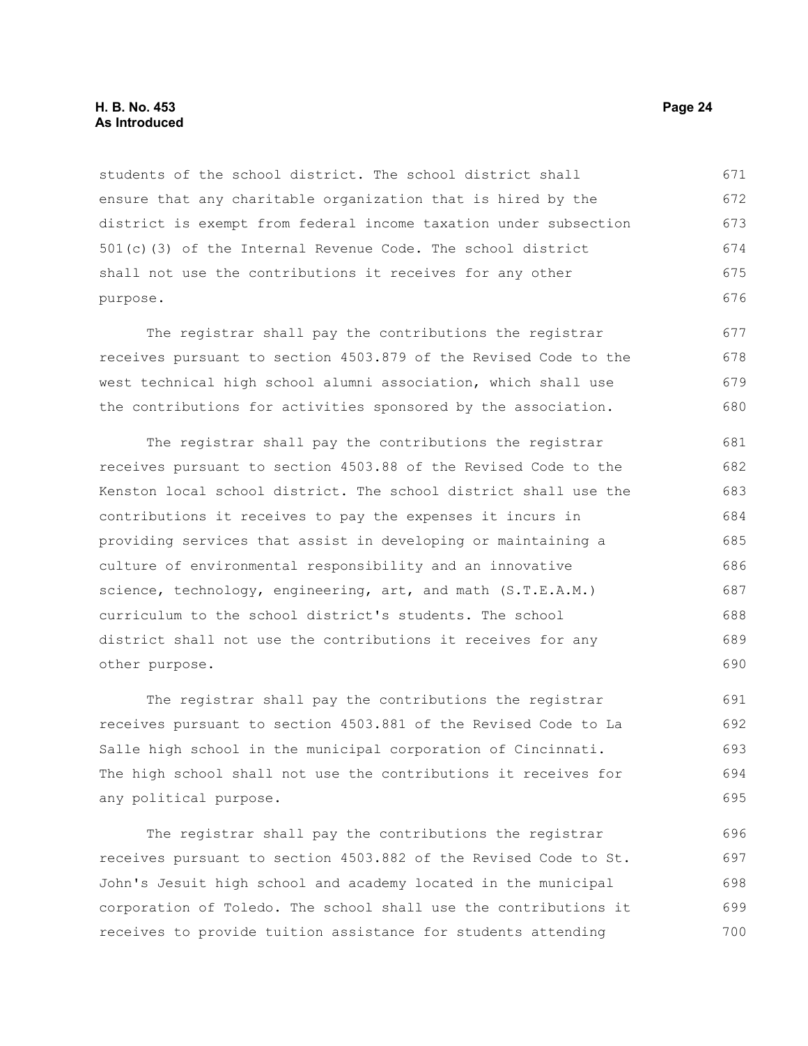students of the school district. The school district shall ensure that any charitable organization that is hired by the district is exempt from federal income taxation under subsection 501(c)(3) of the Internal Revenue Code. The school district shall not use the contributions it receives for any other purpose.

The registrar shall pay the contributions the registrar receives pursuant to section 4503.879 of the Revised Code to the west technical high school alumni association, which shall use the contributions for activities sponsored by the association.

The registrar shall pay the contributions the registrar receives pursuant to section 4503.88 of the Revised Code to the Kenston local school district. The school district shall use the contributions it receives to pay the expenses it incurs in providing services that assist in developing or maintaining a culture of environmental responsibility and an innovative science, technology, engineering, art, and math (S.T.E.A.M.) curriculum to the school district's students. The school district shall not use the contributions it receives for any other purpose.

The registrar shall pay the contributions the registrar receives pursuant to section 4503.881 of the Revised Code to La Salle high school in the municipal corporation of Cincinnati. The high school shall not use the contributions it receives for any political purpose.

The registrar shall pay the contributions the registrar receives pursuant to section 4503.882 of the Revised Code to St. John's Jesuit high school and academy located in the municipal corporation of Toledo. The school shall use the contributions it receives to provide tuition assistance for students attending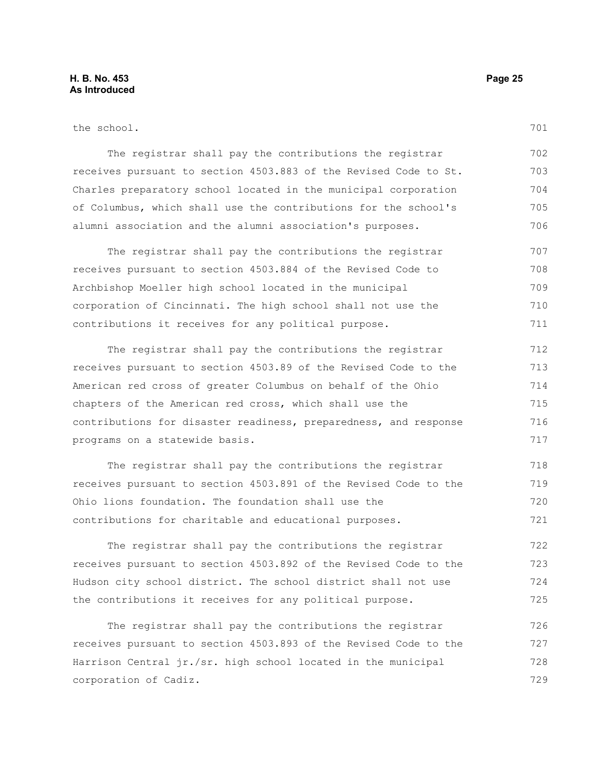the school.

The registrar shall pay the contributions the registrar receives pursuant to section 4503.883 of the Revised Code to St. Charles preparatory school located in the municipal corporation of Columbus, which shall use the contributions for the school's alumni association and the alumni association's purposes.

The registrar shall pay the contributions the registrar receives pursuant to section 4503.884 of the Revised Code to Archbishop Moeller high school located in the municipal corporation of Cincinnati. The high school shall not use the contributions it receives for any political purpose.

The registrar shall pay the contributions the registrar receives pursuant to section 4503.89 of the Revised Code to the American red cross of greater Columbus on behalf of the Ohio chapters of the American red cross, which shall use the contributions for disaster readiness, preparedness, and response programs on a statewide basis.

The registrar shall pay the contributions the registrar receives pursuant to section 4503.891 of the Revised Code to the Ohio lions foundation. The foundation shall use the contributions for charitable and educational purposes.

The registrar shall pay the contributions the registrar receives pursuant to section 4503.892 of the Revised Code to the Hudson city school district. The school district shall not use the contributions it receives for any political purpose.

The registrar shall pay the contributions the registrar receives pursuant to section 4503.893 of the Revised Code to the Harrison Central jr./sr. high school located in the municipal corporation of Cadiz.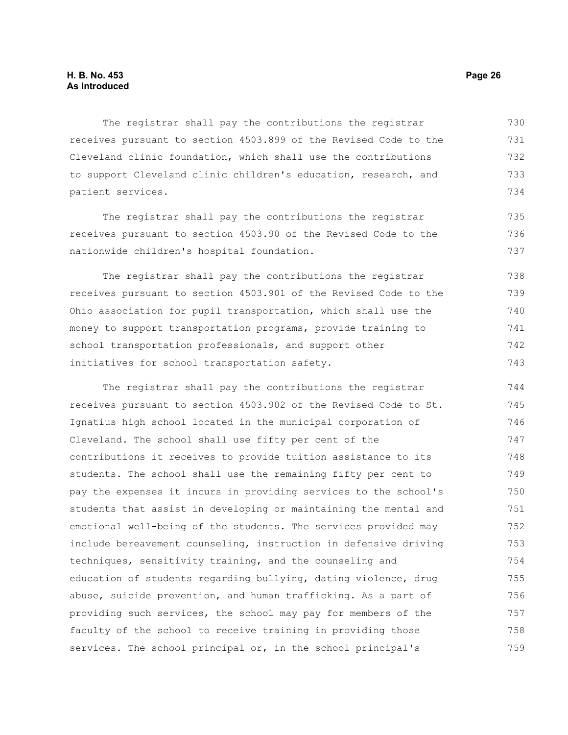The registrar shall pay the contributions the registrar receives pursuant to section 4503.899 of the Revised Code to the Cleveland clinic foundation, which shall use the contributions to support Cleveland clinic children's education, research, and patient services.

The registrar shall pay the contributions the registrar receives pursuant to section 4503.90 of the Revised Code to the nationwide children's hospital foundation.

The registrar shall pay the contributions the registrar receives pursuant to section 4503.901 of the Revised Code to the Ohio association for pupil transportation, which shall use the money to support transportation programs, provide training to school transportation professionals, and support other initiatives for school transportation safety.

The registrar shall pay the contributions the registrar receives pursuant to section 4503.902 of the Revised Code to St. Ignatius high school located in the municipal corporation of Cleveland. The school shall use fifty per cent of the contributions it receives to provide tuition assistance to its students. The school shall use the remaining fifty per cent to pay the expenses it incurs in providing services to the school's students that assist in developing or maintaining the mental and emotional well-being of the students. The services provided may include bereavement counseling, instruction in defensive driving techniques, sensitivity training, and the counseling and education of students regarding bullying, dating violence, drug abuse, suicide prevention, and human trafficking. As a part of providing such services, the school may pay for members of the faculty of the school to receive training in providing those services. The school principal or, in the school principal's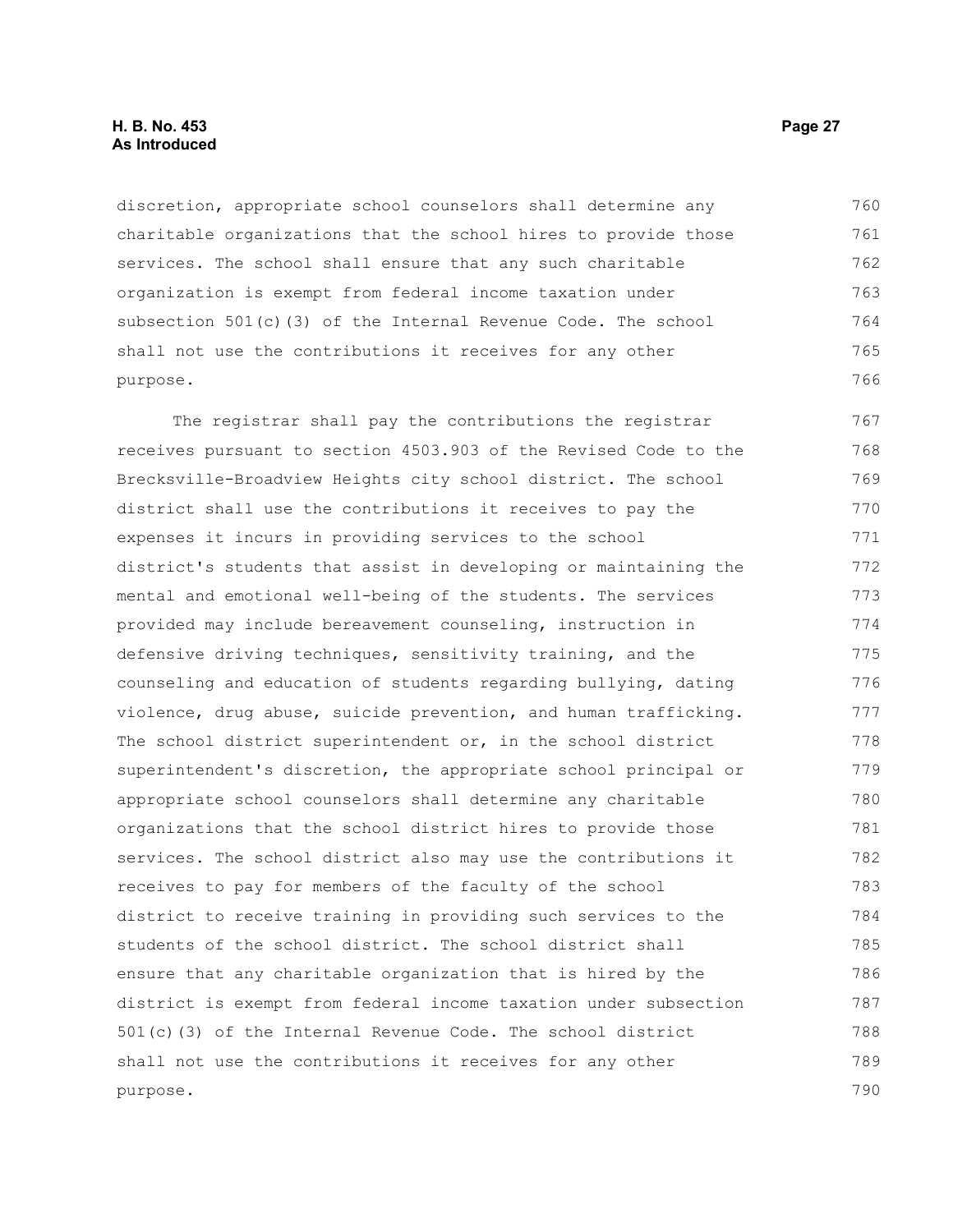discretion, appropriate school counselors shall determine any charitable organizations that the school hires to provide those services. The school shall ensure that any such charitable organization is exempt from federal income taxation under subsection 501(c)(3) of the Internal Revenue Code. The school shall not use the contributions it receives for any other purpose.

The registrar shall pay the contributions the registrar receives pursuant to section 4503.903 of the Revised Code to the Brecksville-Broadview Heights city school district. The school district shall use the contributions it receives to pay the expenses it incurs in providing services to the school district's students that assist in developing or maintaining the mental and emotional well-being of the students. The services provided may include bereavement counseling, instruction in defensive driving techniques, sensitivity training, and the counseling and education of students regarding bullying, dating violence, drug abuse, suicide prevention, and human trafficking. The school district superintendent or, in the school district superintendent's discretion, the appropriate school principal or appropriate school counselors shall determine any charitable organizations that the school district hires to provide those services. The school district also may use the contributions it receives to pay for members of the faculty of the school district to receive training in providing such services to the students of the school district. The school district shall ensure that any charitable organization that is hired by the district is exempt from federal income taxation under subsection 501(c)(3) of the Internal Revenue Code. The school district shall not use the contributions it receives for any other purpose.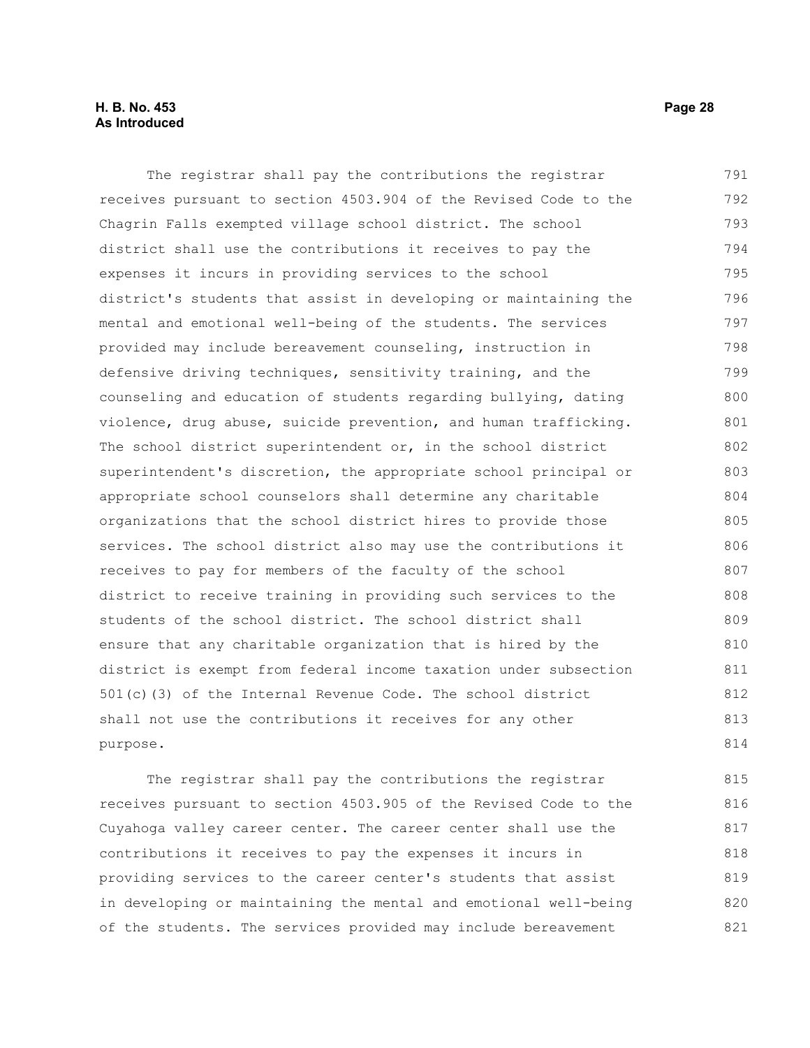The registrar shall pay the contributions the registrar receives pursuant to section 4503.904 of the Revised Code to the Chagrin Falls exempted village school district. The school district shall use the contributions it receives to pay the expenses it incurs in providing services to the school district's students that assist in developing or maintaining the mental and emotional well-being of the students. The services provided may include bereavement counseling, instruction in defensive driving techniques, sensitivity training, and the counseling and education of students regarding bullying, dating violence, drug abuse, suicide prevention, and human trafficking. The school district superintendent or, in the school district superintendent's discretion, the appropriate school principal or appropriate school counselors shall determine any charitable organizations that the school district hires to provide those services. The school district also may use the contributions it receives to pay for members of the faculty of the school district to receive training in providing such services to the students of the school district. The school district shall ensure that any charitable organization that is hired by the district is exempt from federal income taxation under subsection 501(c)(3) of the Internal Revenue Code. The school district shall not use the contributions it receives for any other purpose.

The registrar shall pay the contributions the registrar receives pursuant to section 4503.905 of the Revised Code to the Cuyahoga valley career center. The career center shall use the contributions it receives to pay the expenses it incurs in providing services to the career center's students that assist in developing or maintaining the mental and emotional well-being of the students. The services provided may include bereavement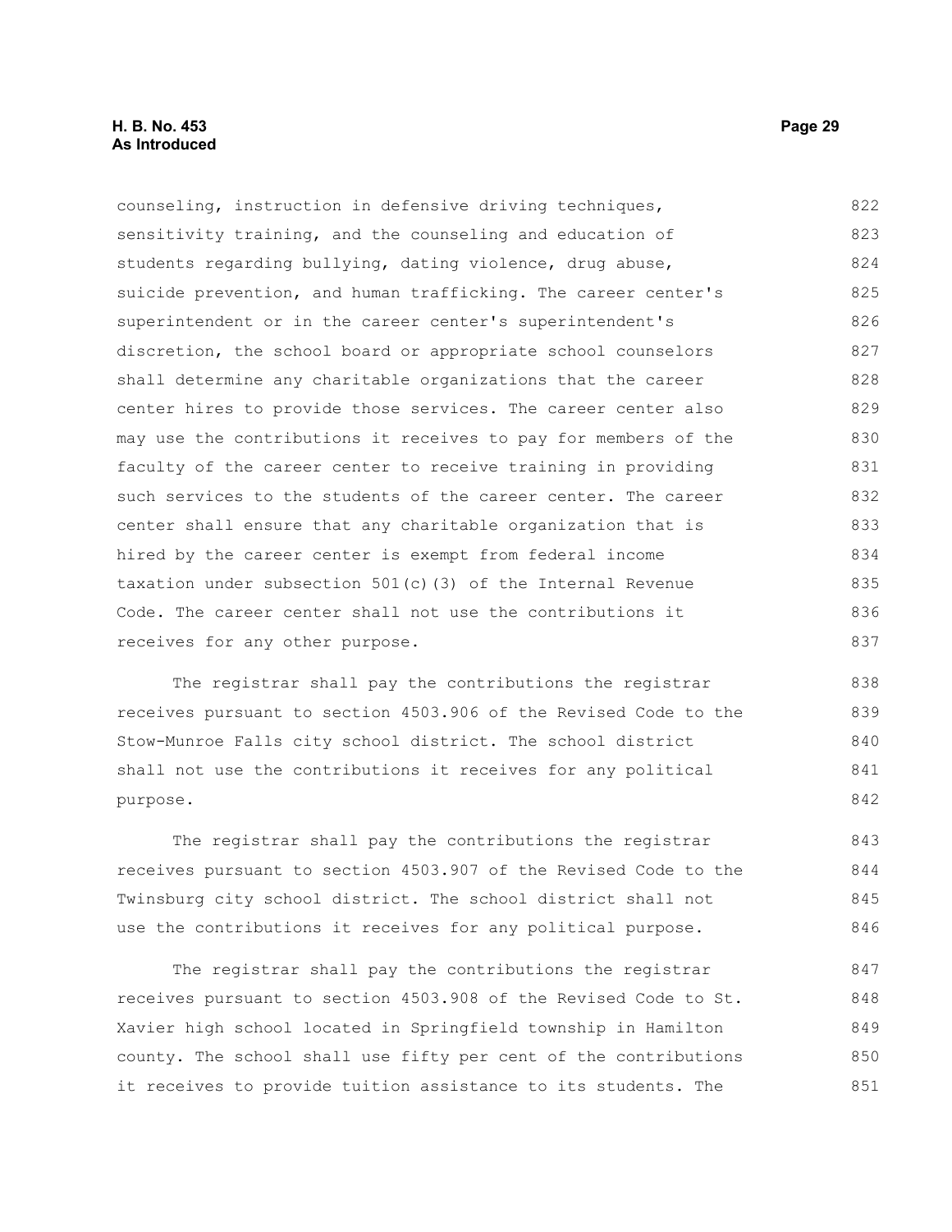counseling, instruction in defensive driving techniques, sensitivity training, and the counseling and education of students regarding bullying, dating violence, drug abuse, suicide prevention, and human trafficking. The career center's superintendent or in the career center's superintendent's discretion, the school board or appropriate school counselors shall determine any charitable organizations that the career center hires to provide those services. The career center also may use the contributions it receives to pay for members of the faculty of the career center to receive training in providing such services to the students of the career center. The career center shall ensure that any charitable organization that is hired by the career center is exempt from federal income taxation under subsection 501(c)(3) of the Internal Revenue Code. The career center shall not use the contributions it receives for any other purpose.

The registrar shall pay the contributions the registrar receives pursuant to section 4503.906 of the Revised Code to the Stow-Munroe Falls city school district. The school district shall not use the contributions it receives for any political purpose.

The registrar shall pay the contributions the registrar receives pursuant to section 4503.907 of the Revised Code to the Twinsburg city school district. The school district shall not use the contributions it receives for any political purpose.

The registrar shall pay the contributions the registrar receives pursuant to section 4503.908 of the Revised Code to St. Xavier high school located in Springfield township in Hamilton county. The school shall use fifty per cent of the contributions it receives to provide tuition assistance to its students. The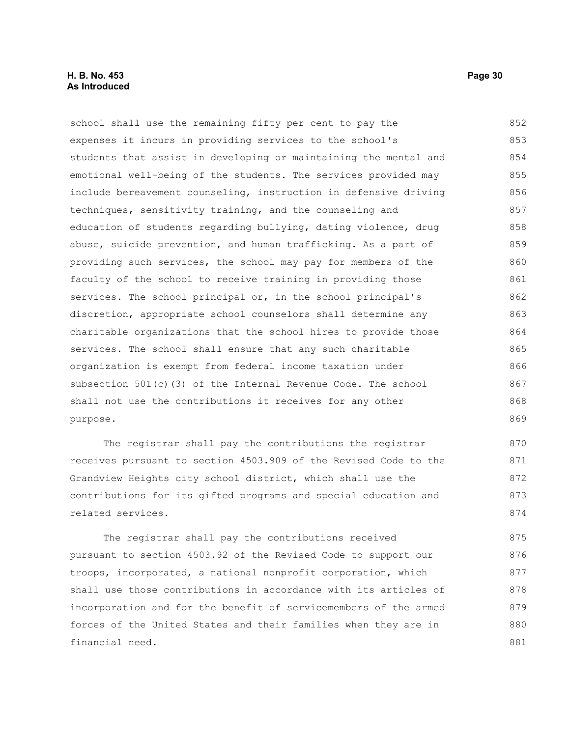school shall use the remaining fifty per cent to pay the expenses it incurs in providing services to the school's students that assist in developing or maintaining the mental and emotional well-being of the students. The services provided may include bereavement counseling, instruction in defensive driving techniques, sensitivity training, and the counseling and education of students regarding bullying, dating violence, drug abuse, suicide prevention, and human trafficking. As a part of providing such services, the school may pay for members of the faculty of the school to receive training in providing those services. The school principal or, in the school principal's discretion, appropriate school counselors shall determine any charitable organizations that the school hires to provide those services. The school shall ensure that any such charitable organization is exempt from federal income taxation under subsection 501(c)(3) of the Internal Revenue Code. The school shall not use the contributions it receives for any other purpose.

The registrar shall pay the contributions the registrar receives pursuant to section 4503.909 of the Revised Code to the Grandview Heights city school district, which shall use the contributions for its gifted programs and special education and related services.

The registrar shall pay the contributions received pursuant to section 4503.92 of the Revised Code to support our troops, incorporated, a national nonprofit corporation, which shall use those contributions in accordance with its articles of incorporation and for the benefit of servicemembers of the armed forces of the United States and their families when they are in financial need.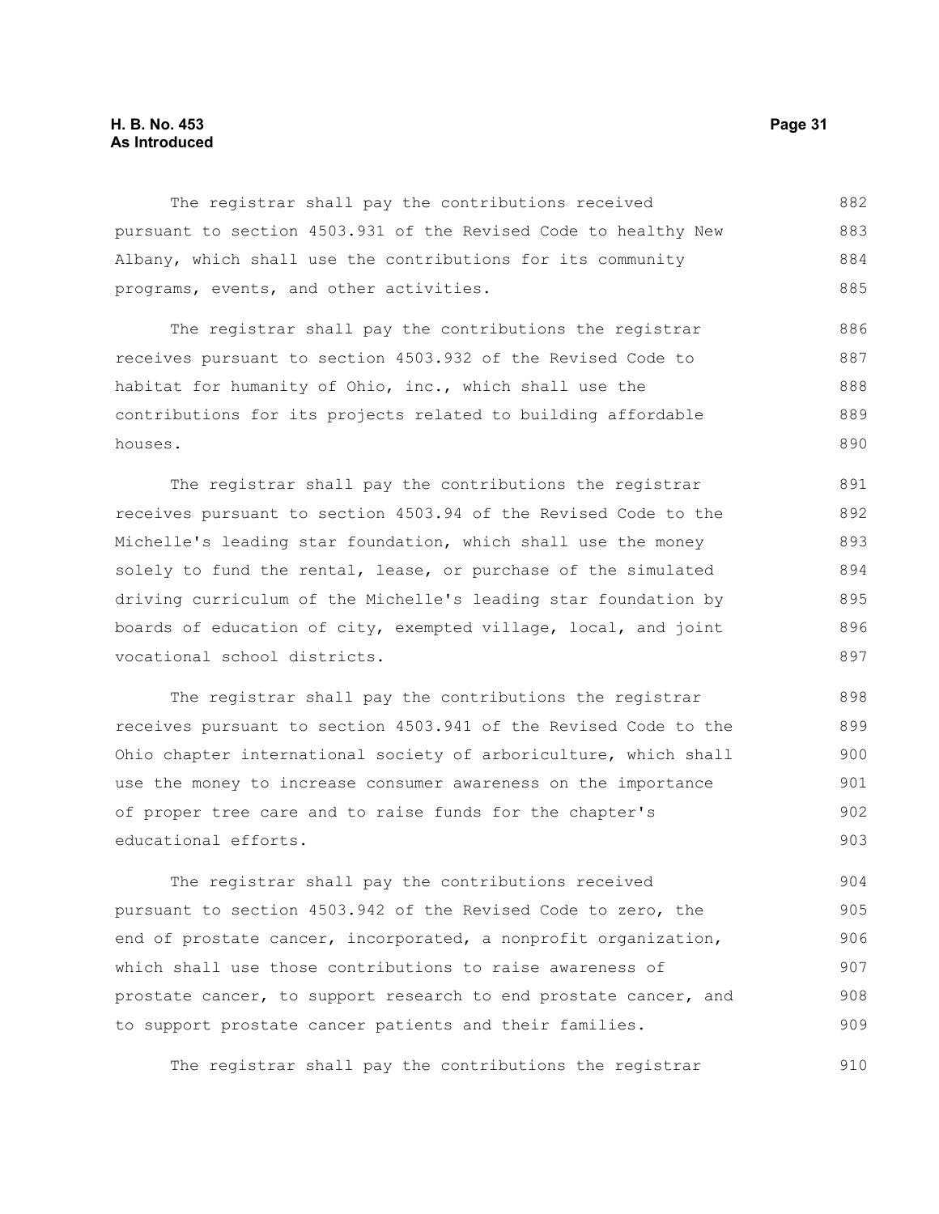The registrar shall pay the contributions received pursuant to section 4503.931 of the Revised Code to healthy New Albany, which shall use the contributions for its community programs, events, and other activities.

The registrar shall pay the contributions the registrar receives pursuant to section 4503.932 of the Revised Code to habitat for humanity of Ohio, inc., which shall use the contributions for its projects related to building affordable houses.

The registrar shall pay the contributions the registrar receives pursuant to section 4503.94 of the Revised Code to the Michelle's leading star foundation, which shall use the money solely to fund the rental, lease, or purchase of the simulated driving curriculum of the Michelle's leading star foundation by boards of education of city, exempted village, local, and joint vocational school districts.

The registrar shall pay the contributions the registrar receives pursuant to section 4503.941 of the Revised Code to the Ohio chapter international society of arboriculture, which shall use the money to increase consumer awareness on the importance of proper tree care and to raise funds for the chapter's educational efforts.

The registrar shall pay the contributions received pursuant to section 4503.942 of the Revised Code to zero, the end of prostate cancer, incorporated, a nonprofit organization, which shall use those contributions to raise awareness of prostate cancer, to support research to end prostate cancer, and to support prostate cancer patients and their families.

The registrar shall pay the contributions the registrar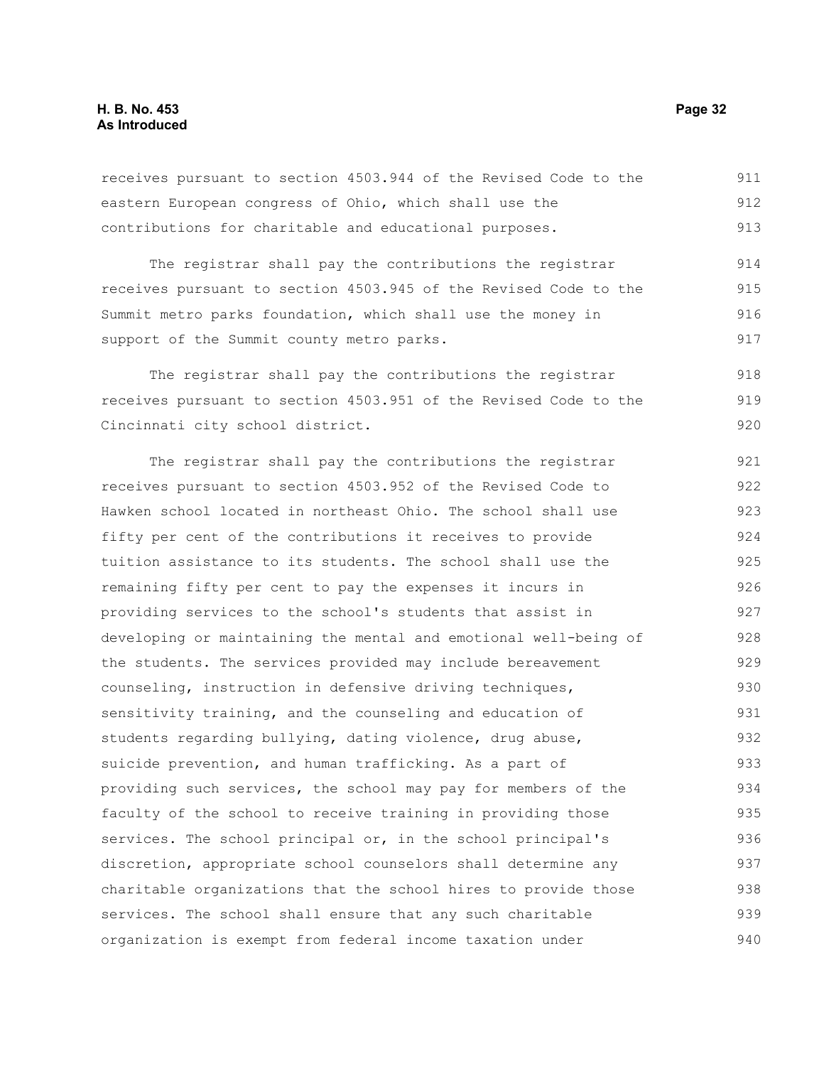receives pursuant to section 4503.944 of the Revised Code to the eastern European congress of Ohio, which shall use the contributions for charitable and educational purposes.

The registrar shall pay the contributions the registrar receives pursuant to section 4503.945 of the Revised Code to the Summit metro parks foundation, which shall use the money in support of the Summit county metro parks.

The registrar shall pay the contributions the registrar receives pursuant to section 4503.951 of the Revised Code to the Cincinnati city school district.

The registrar shall pay the contributions the registrar receives pursuant to section 4503.952 of the Revised Code to Hawken school located in northeast Ohio. The school shall use fifty per cent of the contributions it receives to provide tuition assistance to its students. The school shall use the remaining fifty per cent to pay the expenses it incurs in providing services to the school's students that assist in developing or maintaining the mental and emotional well-being of the students. The services provided may include bereavement counseling, instruction in defensive driving techniques, sensitivity training, and the counseling and education of students regarding bullying, dating violence, drug abuse, suicide prevention, and human trafficking. As a part of providing such services, the school may pay for members of the faculty of the school to receive training in providing those services. The school principal or, in the school principal's discretion, appropriate school counselors shall determine any charitable organizations that the school hires to provide those services. The school shall ensure that any such charitable organization is exempt from federal income taxation under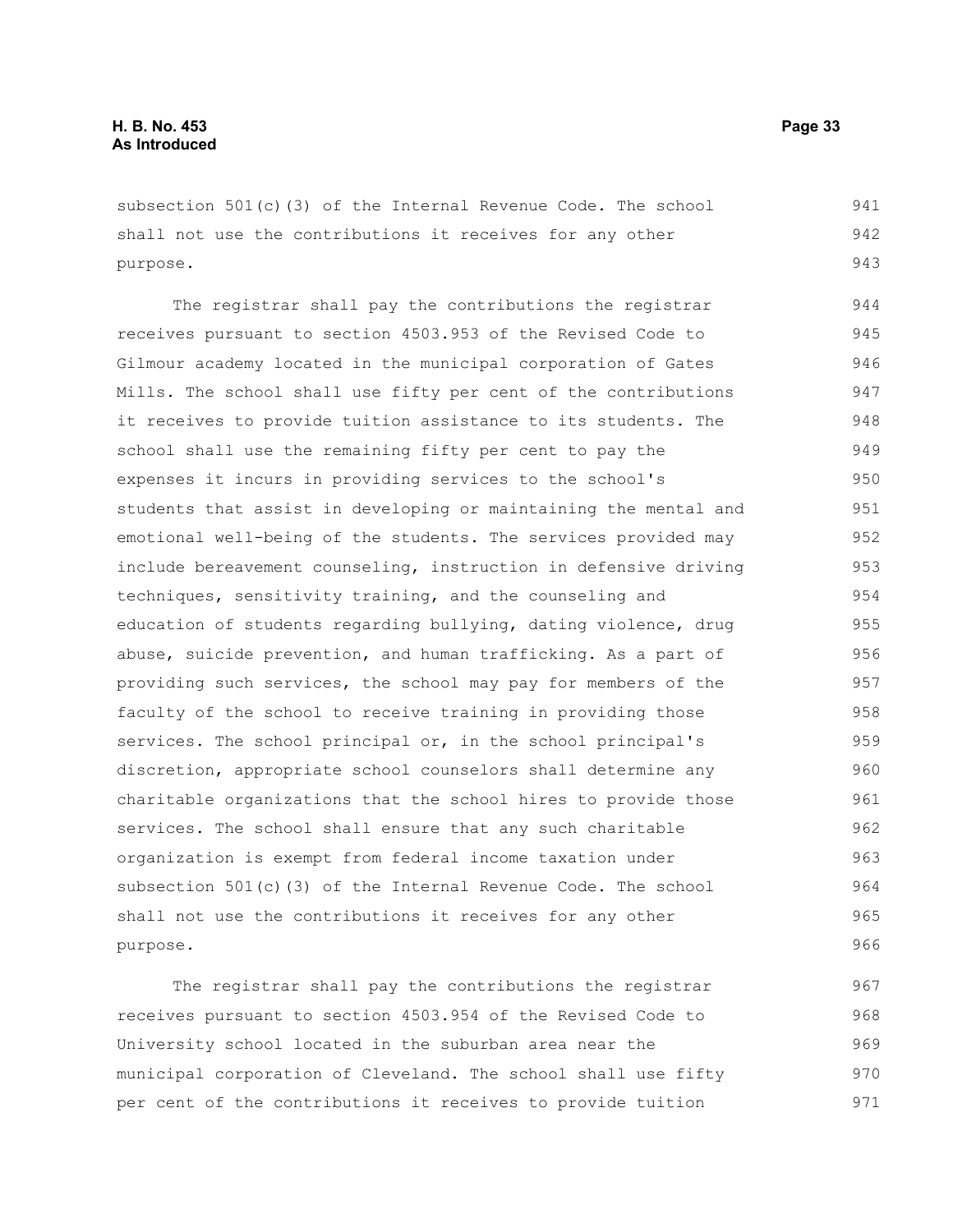subsection 501(c)(3) of the Internal Revenue Code. The school shall not use the contributions it receives for any other purpose.

The registrar shall pay the contributions the registrar receives pursuant to section 4503.953 of the Revised Code to Gilmour academy located in the municipal corporation of Gates Mills. The school shall use fifty per cent of the contributions it receives to provide tuition assistance to its students. The school shall use the remaining fifty per cent to pay the expenses it incurs in providing services to the school's students that assist in developing or maintaining the mental and emotional well-being of the students. The services provided may include bereavement counseling, instruction in defensive driving techniques, sensitivity training, and the counseling and education of students regarding bullying, dating violence, drug abuse, suicide prevention, and human trafficking. As a part of providing such services, the school may pay for members of the faculty of the school to receive training in providing those services. The school principal or, in the school principal's discretion, appropriate school counselors shall determine any charitable organizations that the school hires to provide those services. The school shall ensure that any such charitable organization is exempt from federal income taxation under subsection 501(c)(3) of the Internal Revenue Code. The school shall not use the contributions it receives for any other purpose.

The registrar shall pay the contributions the registrar receives pursuant to section 4503.954 of the Revised Code to University school located in the suburban area near the municipal corporation of Cleveland. The school shall use fifty per cent of the contributions it receives to provide tuition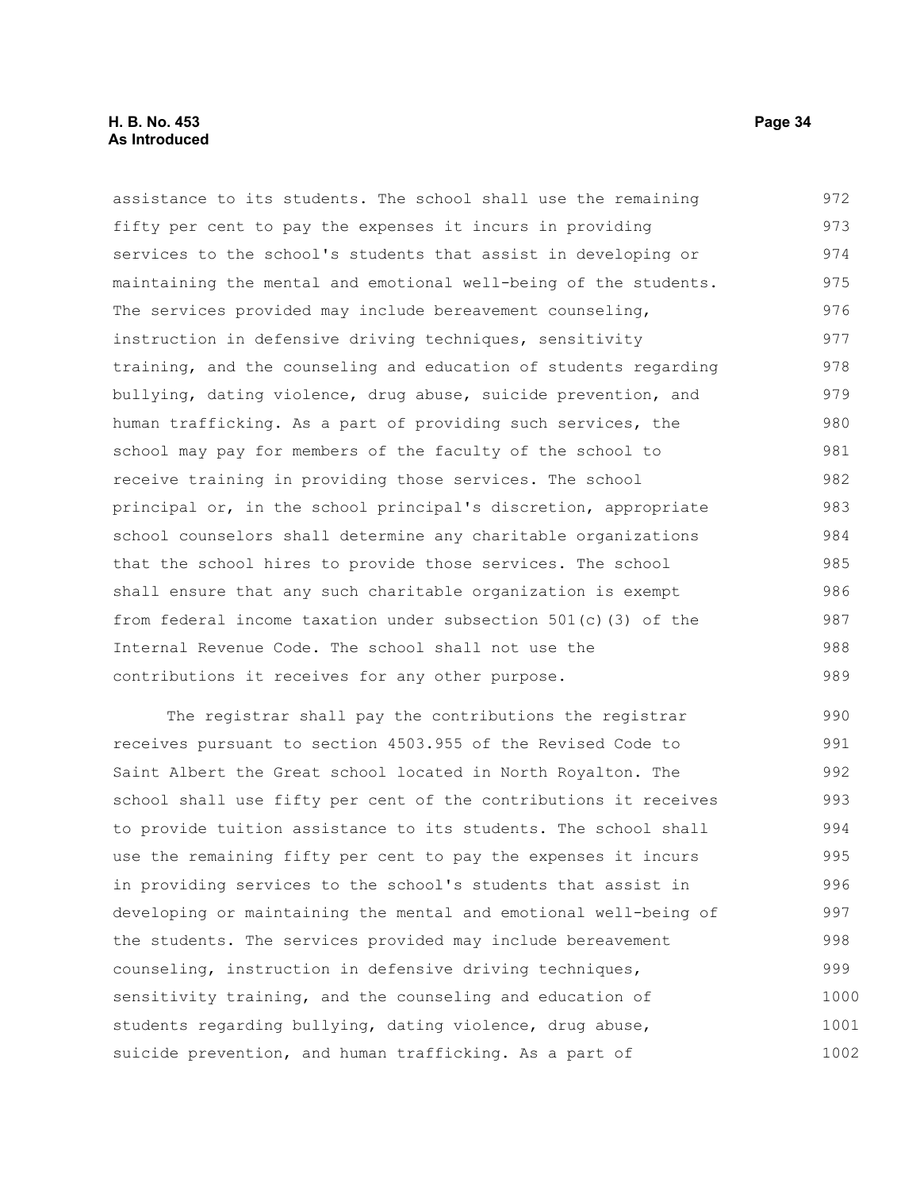assistance to its students. The school shall use the remaining fifty per cent to pay the expenses it incurs in providing services to the school's students that assist in developing or maintaining the mental and emotional well-being of the students. The services provided may include bereavement counseling, instruction in defensive driving techniques, sensitivity training, and the counseling and education of students regarding bullying, dating violence, drug abuse, suicide prevention, and human trafficking. As a part of providing such services, the school may pay for members of the faculty of the school to receive training in providing those services. The school principal or, in the school principal's discretion, appropriate school counselors shall determine any charitable organizations that the school hires to provide those services. The school shall ensure that any such charitable organization is exempt from federal income taxation under subsection 501(c)(3) of the Internal Revenue Code. The school shall not use the contributions it receives for any other purpose.

The registrar shall pay the contributions the registrar receives pursuant to section 4503.955 of the Revised Code to Saint Albert the Great school located in North Royalton. The school shall use fifty per cent of the contributions it receives to provide tuition assistance to its students. The school shall use the remaining fifty per cent to pay the expenses it incurs in providing services to the school's students that assist in developing or maintaining the mental and emotional well-being of the students. The services provided may include bereavement counseling, instruction in defensive driving techniques, sensitivity training, and the counseling and education of students regarding bullying, dating violence, drug abuse, suicide prevention, and human trafficking. As a part of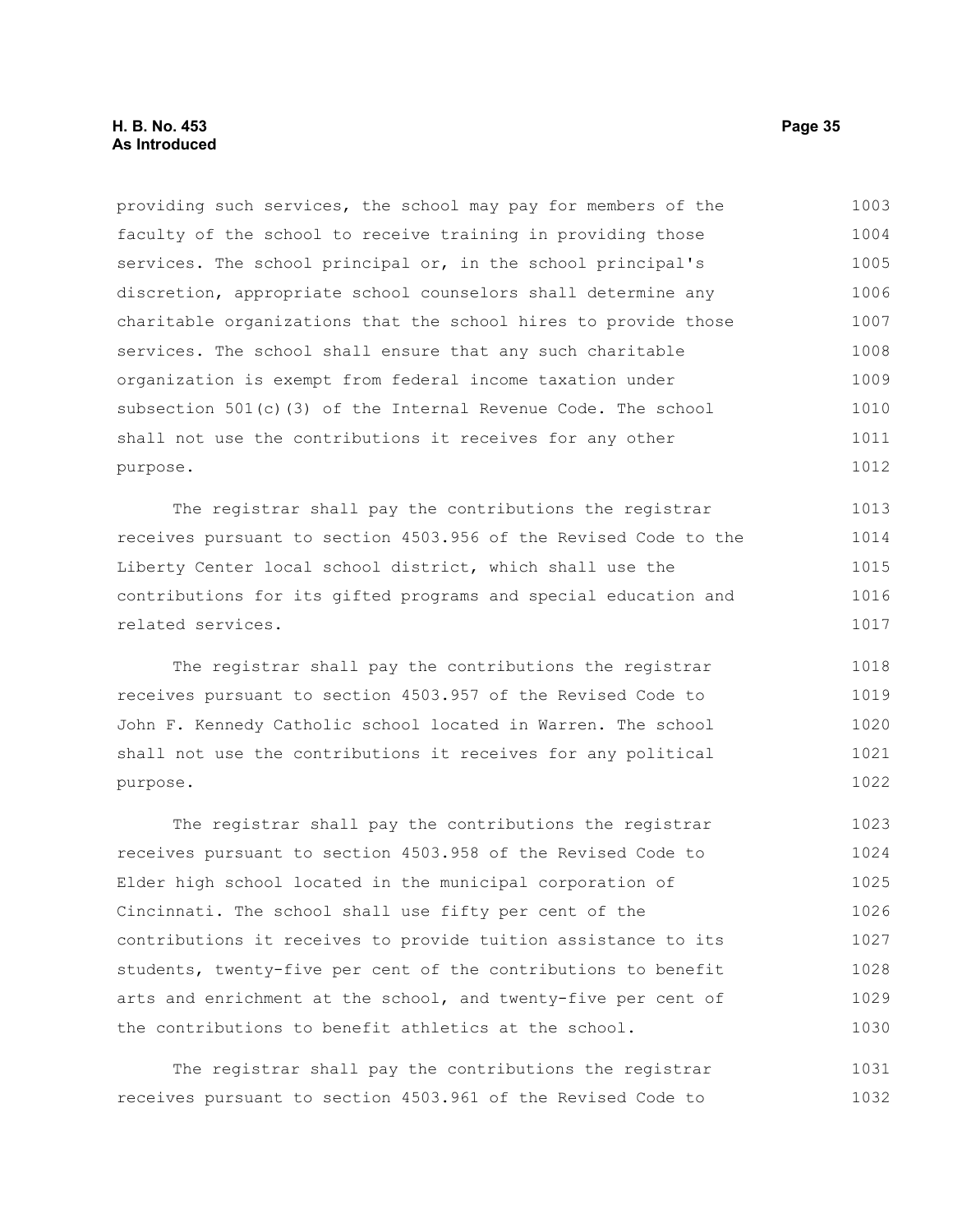providing such services, the school may pay for members of the faculty of the school to receive training in providing those services. The school principal or, in the school principal's discretion, appropriate school counselors shall determine any charitable organizations that the school hires to provide those services. The school shall ensure that any such charitable organization is exempt from federal income taxation under subsection 501(c)(3) of the Internal Revenue Code. The school shall not use the contributions it receives for any other purpose.

The registrar shall pay the contributions the registrar receives pursuant to section 4503.956 of the Revised Code to the Liberty Center local school district, which shall use the contributions for its gifted programs and special education and related services.

The registrar shall pay the contributions the registrar receives pursuant to section 4503.957 of the Revised Code to John F. Kennedy Catholic school located in Warren. The school shall not use the contributions it receives for any political purpose.

The registrar shall pay the contributions the registrar receives pursuant to section 4503.958 of the Revised Code to Elder high school located in the municipal corporation of Cincinnati. The school shall use fifty per cent of the contributions it receives to provide tuition assistance to its students, twenty-five per cent of the contributions to benefit arts and enrichment at the school, and twenty-five per cent of the contributions to benefit athletics at the school.

The registrar shall pay the contributions the registrar receives pursuant to section 4503.961 of the Revised Code to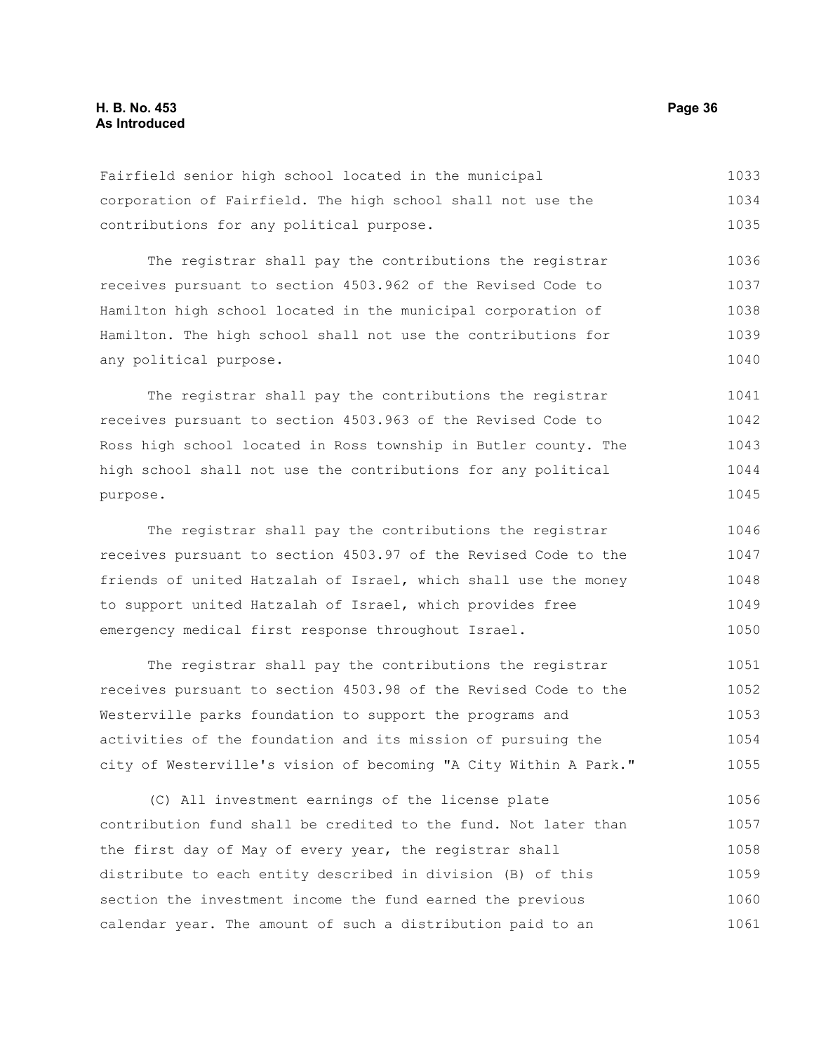Fairfield senior high school located in the municipal corporation of Fairfield. The high school shall not use the contributions for any political purpose.

The registrar shall pay the contributions the registrar receives pursuant to section 4503.962 of the Revised Code to Hamilton high school located in the municipal corporation of Hamilton. The high school shall not use the contributions for any political purpose.

The registrar shall pay the contributions the registrar receives pursuant to section 4503.963 of the Revised Code to Ross high school located in Ross township in Butler county. The high school shall not use the contributions for any political purpose.

The registrar shall pay the contributions the registrar receives pursuant to section 4503.97 of the Revised Code to the friends of united Hatzalah of Israel, which shall use the money to support united Hatzalah of Israel, which provides free emergency medical first response throughout Israel.

The registrar shall pay the contributions the registrar receives pursuant to section 4503.98 of the Revised Code to the Westerville parks foundation to support the programs and activities of the foundation and its mission of pursuing the city of Westerville's vision of becoming "A City Within A Park."

(C) All investment earnings of the license plate contribution fund shall be credited to the fund. Not later than the first day of May of every year, the registrar shall distribute to each entity described in division (B) of this section the investment income the fund earned the previous calendar year. The amount of such a distribution paid to an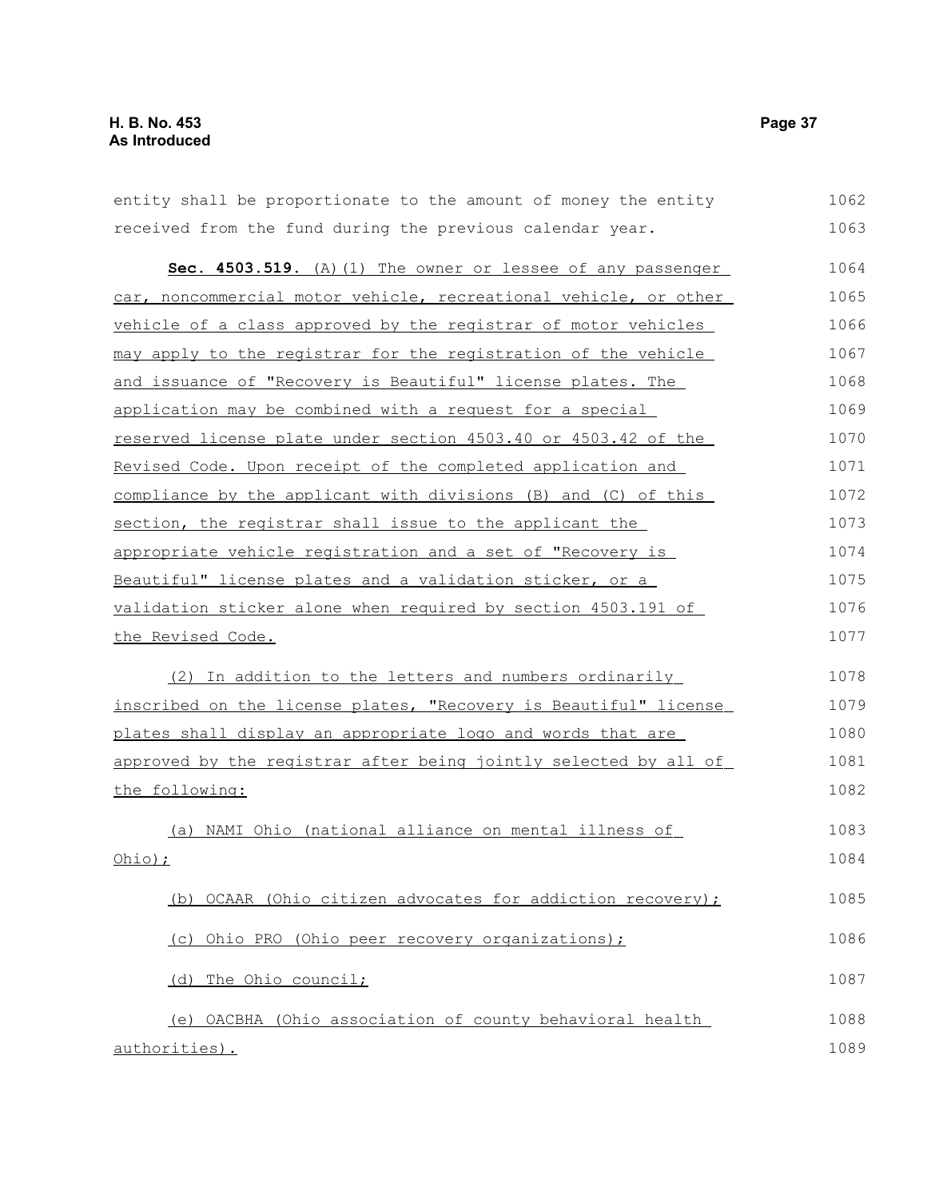entity shall be proportionate to the amount of money the entity received from the fund during the previous calendar year.

**Sec. 4503.519.** (A)(1) The owner or lessee of any passenger car, noncommercial motor vehicle, recreational vehicle, or other vehicle of a class approved by the registrar of motor vehicles may apply to the registrar for the registration of the vehicle and issuance of "Recovery is Beautiful" license plates. The application may be combined with a request for a special reserved license plate under section 4503.40 or 4503.42 of the Revised Code. Upon receipt of the completed application and compliance by the applicant with divisions (B) and (C) of this section, the registrar shall issue to the applicant the appropriate vehicle registration and a set of "Recovery is Beautiful" license plates and a validation sticker, or a validation sticker alone when required by section 4503.191 of the Revised Code.

(2) In addition to the letters and numbers ordinarily inscribed on the license plates, "Recovery is Beautiful" license plates shall display an appropriate logo and words that are approved by the registrar after being jointly selected by all of the following:

(a) NAMI Ohio (national alliance on mental illness of Ohio);

(b) OCAAR (Ohio citizen advocates for addiction recovery);

(c) Ohio PRO (Ohio peer recovery organizations);

(d) The Ohio council;

(e) OACBHA (Ohio association of county behavioral health authorities).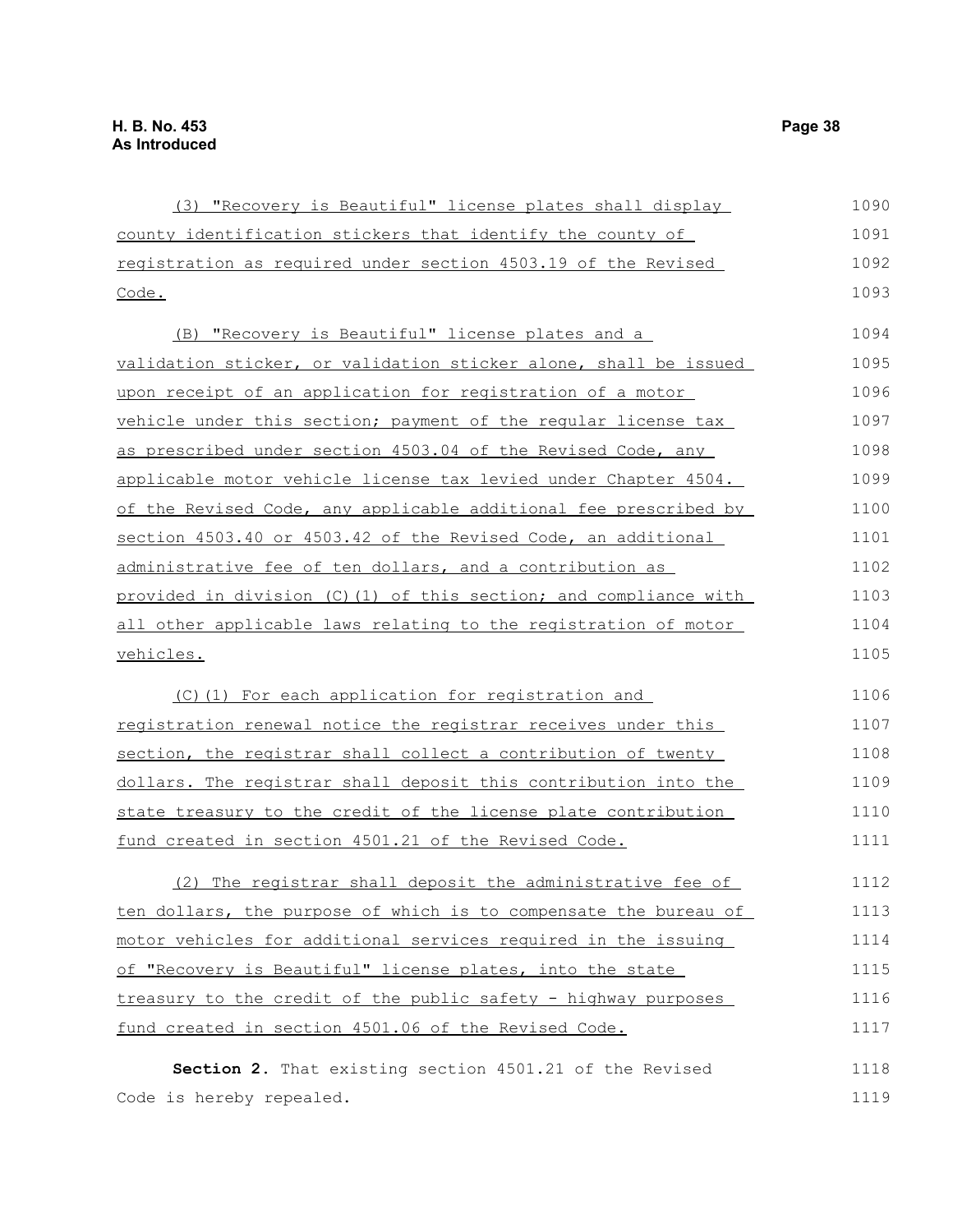(3) "Recovery is Beautiful" license plates shall display county identification stickers that identify the county of registration as required under section 4503.19 of the Revised Code.

(B) "Recovery is Beautiful" license plates and a validation sticker, or validation sticker alone, shall be issued upon receipt of an application for registration of a motor vehicle under this section; payment of the regular license tax as prescribed under section 4503.04 of the Revised Code, any applicable motor vehicle license tax levied under Chapter 4504. of the Revised Code, any applicable additional fee prescribed by section 4503.40 or 4503.42 of the Revised Code, an additional administrative fee of ten dollars, and a contribution as provided in division (C)(1) of this section; and compliance with all other applicable laws relating to the registration of motor vehicles.

(C)(1) For each application for registration and registration renewal notice the registrar receives under this section, the registrar shall collect a contribution of twenty dollars. The registrar shall deposit this contribution into the state treasury to the credit of the license plate contribution fund created in section 4501.21 of the Revised Code.

(2) The registrar shall deposit the administrative fee of ten dollars, the purpose of which is to compensate the bureau of motor vehicles for additional services required in the issuing of "Recovery is Beautiful" license plates, into the state treasury to the credit of the public safety - highway purposes fund created in section 4501.06 of the Revised Code.

**Section 2.** That existing section 4501.21 of the Revised Code is hereby repealed.